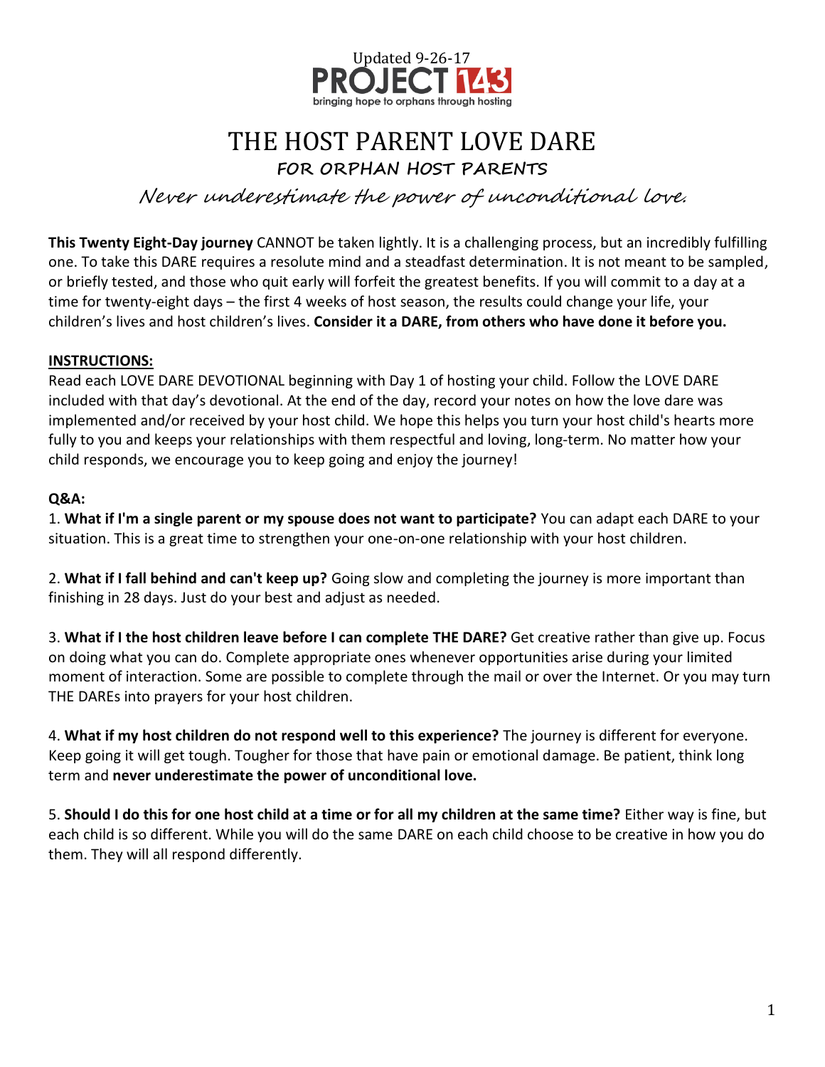Updated 9-26-17

PROJECT 143

bringing hope to orphans through hosting

# THE HOST PARENT LOVE DARE

## FOR ORPHAN HOST PARENTS

*Never underestimate the power of unconditional love.*

**This Twenty Eight-Day journey** CANNOT be taken lightly. It is a challenging process, but an incredibly fulfilling one. To take this DARE requires a resolute mind and a steadfast determination. It is not meant to be sampled, or briefly tested, and those who quit early will forfeit the greatest benefits. If you will commit to a day at a time for twenty-eight days – the first 4 weeks of host season, the results could change your life, your children's lives and host children's lives. **Consider it a DARE, from others who have done it before you.**

**INSTRUCTIONS:**

Read each LOVE DARE DEVOTIONAL beginning with Day 1 of hosting your child. Follow the LOVE DARE included with that day's devotional. At the end of the day, record your notes on how the love dare was implemented and/or received by your host child. We hope this helps you turn your host child's hearts more fully to you and keeps your relationships with them respectful and loving, long-term. No matter how your child responds, we encourage you to keep going and enjoy the journey!

**Q&A:**

1. **What if I'm a single parent or my spouse does not want to participate?** You can adapt each DARE to your situation. This is a great time to strengthen your one-on-one relationship with your host children.

2. **What if I fall behind and can't keep up?** Going slow and completing the journey is more important than finishing in 28 days. Just do your best and adjust as needed.

3. **What if I the host children leave before I can complete THE DARE?** Get creative rather than give up. Focus on doing what you can do. Complete appropriate ones whenever opportunities arise during your limited moment of interaction. Some are possible to complete through the mail or over the Internet. Or you may turn THE DAREs into prayers for your host children.

4. **What if my host children do not respond well to this experience?** The journey is different for everyone. Keep going it will get tough. Tougher for those that have pain or emotional damage. Be patient, think long term and **never underestimate the power of unconditional love.**

5. **Should I do this for one host child at a time or for all my children at the same time?** Either way is fine, but each child is so different. While you will do the same DARE on each child choose to be creative in how you do them. They will all respond differently.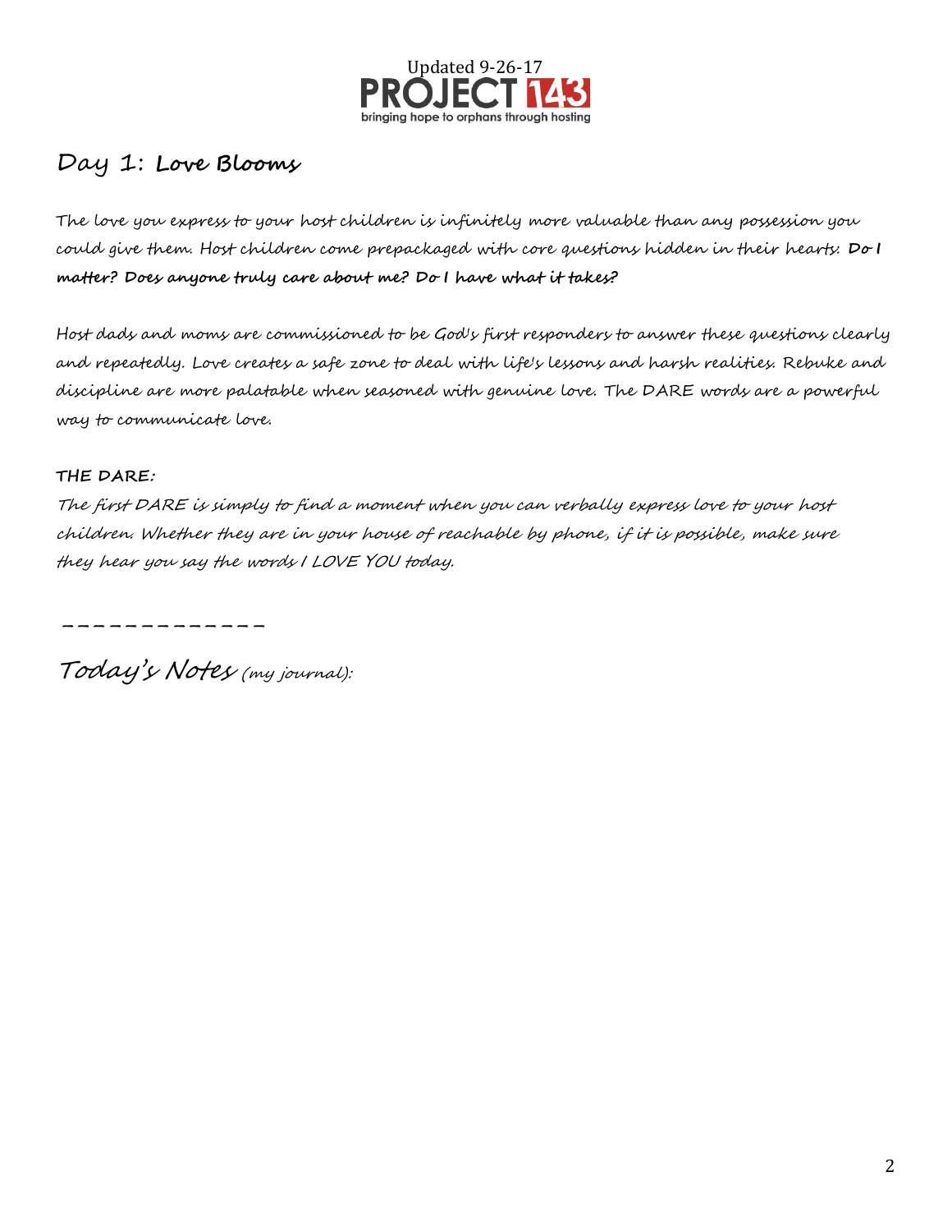## Day 1: **Love Blooms**

The love you express to your host children is infinitely more valuable than any possession you could give them. Host children come prepackaged with core questions hidden in their hearts: **Do I matter? Does anyone truly care about me? Do I have what it takes?**

Host dads and moms are commissioned to be God's first responders to answer these questions clearly and repeatedly. Love creates a safe zone to deal with life's lessons and harsh realities. Rebuke and discipline are more palatable when seasoned with genuine love. The DARE words are a powerful way to communicate love.

**THE DARE:**

*The first DARE is simply to find a moment when you can verbally express love to your host children. Whether they are in your house of reachable by phone, if it is possible, make sure they hear you say the words I LOVE YOU today.*

_ _ _ _ _ _ _ _ _ _ _ _ _

*Today's Notes* (my journal):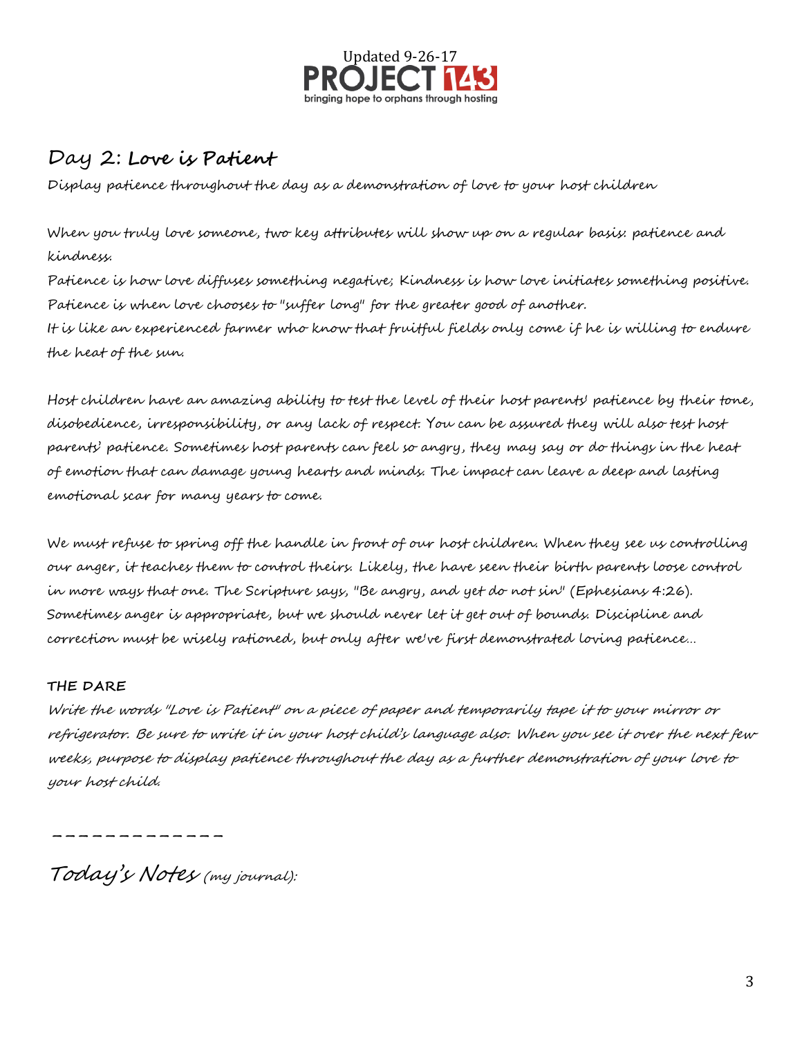Updated 9-26-17

PROJECT 143
bringing hope to orphans through hosting

## Day 2: **Love is Patient**

Display patience throughout the day as a demonstration of love to your host children

When you truly love someone, two key attributes will show up on a regular basis: patience and kindness.
Patience is how love diffuses something negative; Kindness is how love initiates something positive.
Patience is when love chooses to "suffer long" for the greater good of another.
It is like an experienced farmer who know that fruitful fields only come if he is willing to endure the heat of the sun.

Host children have an amazing ability to test the level of their host parents' patience by their tone, disobedience, irresponsibility, or any lack of respect. You can be assured they will also test host parents' patience. Sometimes host parents can feel so angry, they may say or do things in the heat of emotion that can damage young hearts and minds. The impact can leave a deep and lasting emotional scar for many years to come.

We must refuse to spring off the handle in front of our host children. When they see us controlling our anger, it teaches them to control theirs. Likely, the have seen their birth parents loose control in more ways that one. The Scripture says, "Be angry, and yet do not sin" (Ephesians 4:26). Sometimes anger is appropriate, but we should never let it get out of bounds. Discipline and correction must be wisely rationed, but only after we've first demonstrated loving patience...

**THE DARE**

*Write the words "Love is Patient" on a piece of paper and temporarily tape it to your mirror or refrigerator. Be sure to write it in your host child's language also. When you see it over the next few weeks, purpose to display patience throughout the day as a further demonstration of your love to your host child.*

\_\_\_\_\_\_\_\_\_\_\_\_\_

*Today's Notes (my journal):*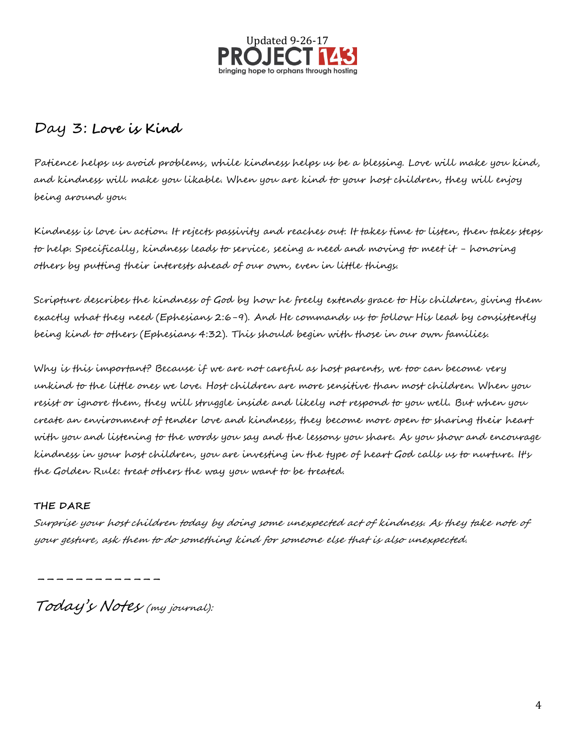## Day 3: Love is Kind

Patience helps us avoid problems, while kindness helps us be a blessing. Love will make you kind, and kindness will make you likable. When you are kind to your host children, they will enjoy being around you.

Kindness is love in action. It rejects passivity and reaches out. It takes time to listen, then takes steps to help. Specifically, kindness leads to service, seeing a need and moving to meet it – honoring others by putting their interests ahead of our own, even in little things.

Scripture describes the kindness of God by how he freely extends grace to His children, giving them exactly what they need (Ephesians 2:6-9). And He commands us to follow His lead by consistently being kind to others (Ephesians 4:32). This should begin with those in our own families.

Why is this important? Because if we are not careful as host parents, we too can become very unkind to the little ones we love. Host children are more sensitive than most children. When you resist or ignore them, they will struggle inside and likely not respond to you well. But when you create an environment of tender love and kindness, they become more open to sharing their heart with you and listening to the words you say and the lessons you share. As you show and encourage kindness in your host children, you are investing in the type of heart God calls us to nurture. It's the Golden Rule: treat others the way you want to be treated.

**THE DARE**

*Surprise your host children today by doing some unexpected act of kindness. As they take note of your gesture, ask them to do something kind for someone else that is also unexpected.*

_____________

*Today's Notes (my journal):*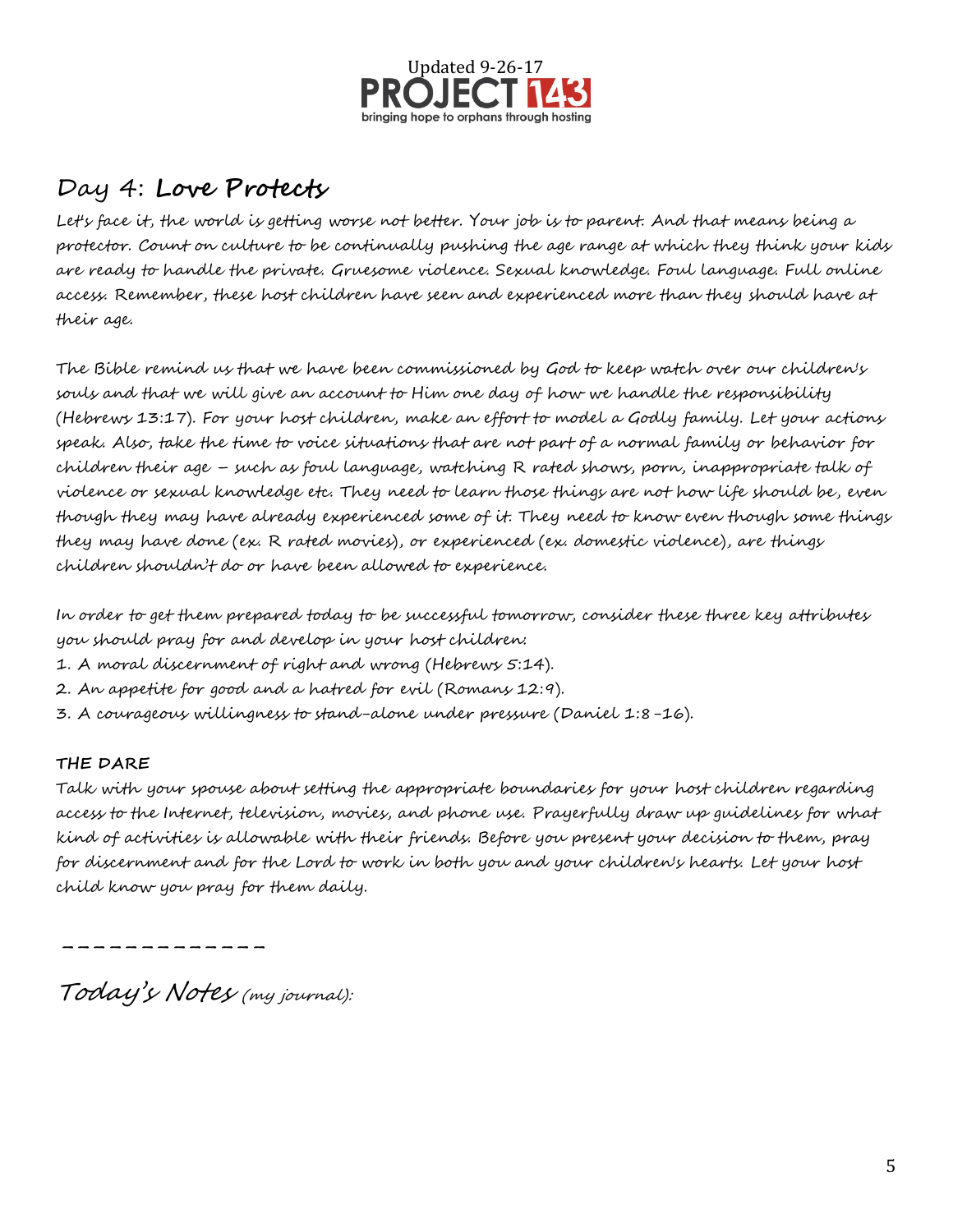Updated 9-26-17

PROJECT 143

bringing hope to orphans through hosting

## Day 4: **Love Protects**

Let's face it, the world is getting worse not better. Your job is to parent. And that means being a protector. Count on culture to be continually pushing the age range at which they think your kids are ready to handle the private. Gruesome violence. Sexual knowledge. Foul language. Full online access. Remember, these host children have seen and experienced more than they should have at their age.

The Bible remind us that we have been commissioned by God to keep watch over our children's souls and that we will give an account to Him one day of how we handle the responsibility (Hebrews 13:17). For your host children, make an effort to model a Godly family. Let your actions speak. Also, take the time to voice situations that are not part of a normal family or behavior for children their age – such as foul language, watching R rated shows, porn, inappropriate talk of violence or sexual knowledge etc. They need to learn those things are not how life should be, even though they may have already experienced some of it. They need to know even though some things they may have done (ex. R rated movies), or experienced (ex. domestic violence), are things children shouldn't do or have been allowed to experience.

In order to get them prepared today to be successful tomorrow, consider these three key attributes you should pray for and develop in your host children:

1. A moral discernment of right and wrong (Hebrews 5:14).
2. An appetite for good and a hatred for evil (Romans 12:9).
3. A courageous willingness to stand-alone under pressure (Daniel 1:8-16).

**THE DARE**

Talk with your spouse about setting the appropriate boundaries for your host children regarding access to the Internet, television, movies, and phone use. Prayerfully draw up guidelines for what kind of activities is allowable with their friends. Before you present your decision to them, pray for discernment and for the Lord to work in both you and your children's hearts. Let your host child know you pray for them daily.

_____________

*Today's Notes* *(my journal):*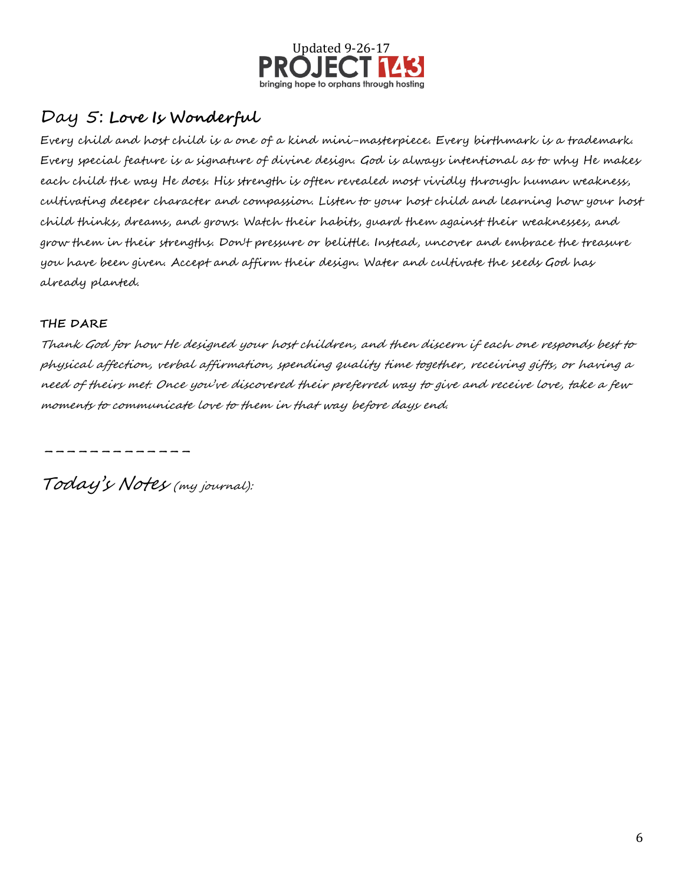## Day 5: Love Is Wonderful

Every child and host child is a one of a kind mini-masterpiece. Every birthmark is a trademark. Every special feature is a signature of divine design. God is always intentional as to why He makes each child the way He does. His strength is often revealed most vividly through human weakness, cultivating deeper character and compassion. Listen to your host child and learning how your host child thinks, dreams, and grows. Watch their habits, guard them against their weaknesses, and grow them in their strengths. Don't pressure or belittle. Instead, uncover and embrace the treasure you have been given. Accept and affirm their design. Water and cultivate the seeds God has already planted.

**THE DARE**

*Thank God for how He designed your host children, and then discern if each one responds best to physical affection, verbal affirmation, spending quality time together, receiving gifts, or having a need of theirs met. Once you've discovered their preferred way to give and receive love, take a few moments to communicate love to them in that way before days end.*

\_\_\_\_\_\_\_\_\_\_\_\_\_

*Today's Notes (my journal):*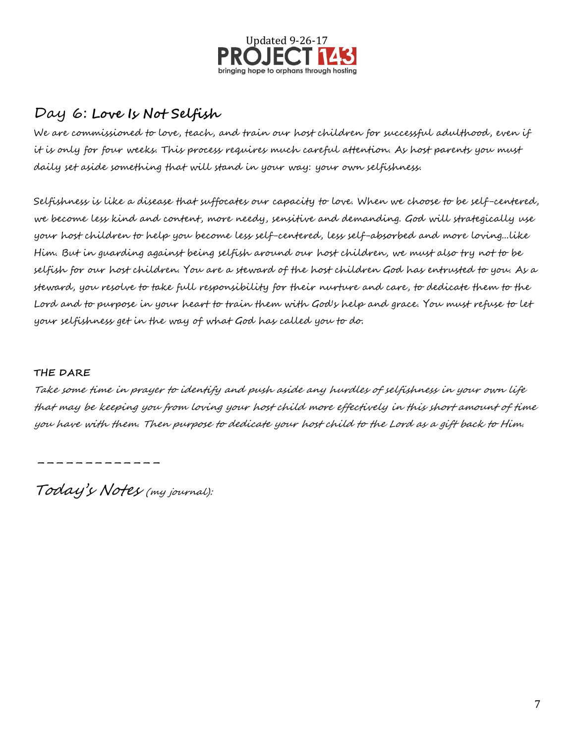## Day 6: Love Is Not Selfish

We are commissioned to love, teach, and train our host children for successful adulthood, even if it is only for four weeks. This process requires much careful attention. As host parents you must daily set aside something that will stand in your way: your own selfishness.

Selfishness is like a disease that suffocates our capacity to love. When we choose to be self-centered, we become less kind and content, more needy, sensitive and demanding. God will strategically use your host children to help you become less self-centered, less self-absorbed and more loving…like Him. But in guarding against being selfish around our host children, we must also try not to be selfish for our host children. You are a steward of the host children God has entrusted to you. As a steward, you resolve to take full responsibility for their nurture and care, to dedicate them to the Lord and to purpose in your heart to train them with God's help and grace. You must refuse to let your selfishness get in the way of what God has called you to do.

**THE DARE**

*Take some time in prayer to identify and push aside any hurdles of selfishness in your own life that may be keeping you from loving your host child more effectively in this short amount of time you have with them. Then purpose to dedicate your host child to the Lord as a gift back to Him.*

_ _ _ _ _ _ _ _ _ _ _ _ _

*Today's Notes* *(my journal):*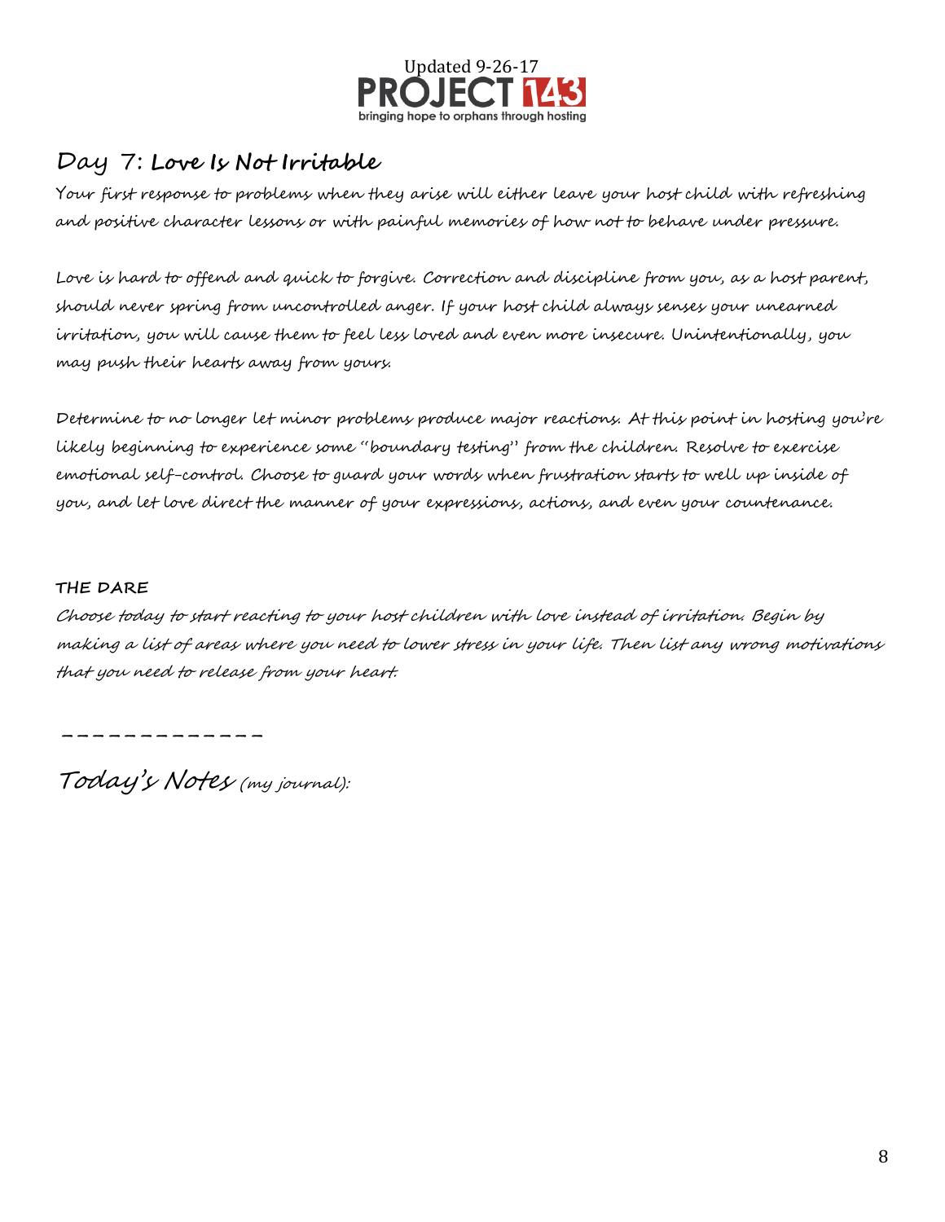Updated 9-26-17

## Day 7: **Love Is Not Irritable**

Your first response to problems when they arise will either leave your host child with refreshing and positive character lessons or with painful memories of how not to behave under pressure.

Love is hard to offend and quick to forgive. Correction and discipline from you, as a host parent, should never spring from uncontrolled anger. If your host child always senses your unearned irritation, you will cause them to feel less loved and even more insecure. Unintentionally, you may push their hearts away from yours.

Determine to no longer let minor problems produce major reactions. At this point in hosting you're likely beginning to experience some "boundary testing" from the children. Resolve to exercise emotional self-control. Choose to guard your words when frustration starts to well up inside of you, and let love direct the manner of your expressions, actions, and even your countenance.

**THE DARE**

*Choose today to start reacting to your host children with love instead of irritation. Begin by making a list of areas where you need to lower stress in your life. Then list any wrong motivations that you need to release from your heart.*

\_\_\_\_\_\_\_\_\_\_\_\_\_

*Today's Notes (my journal):*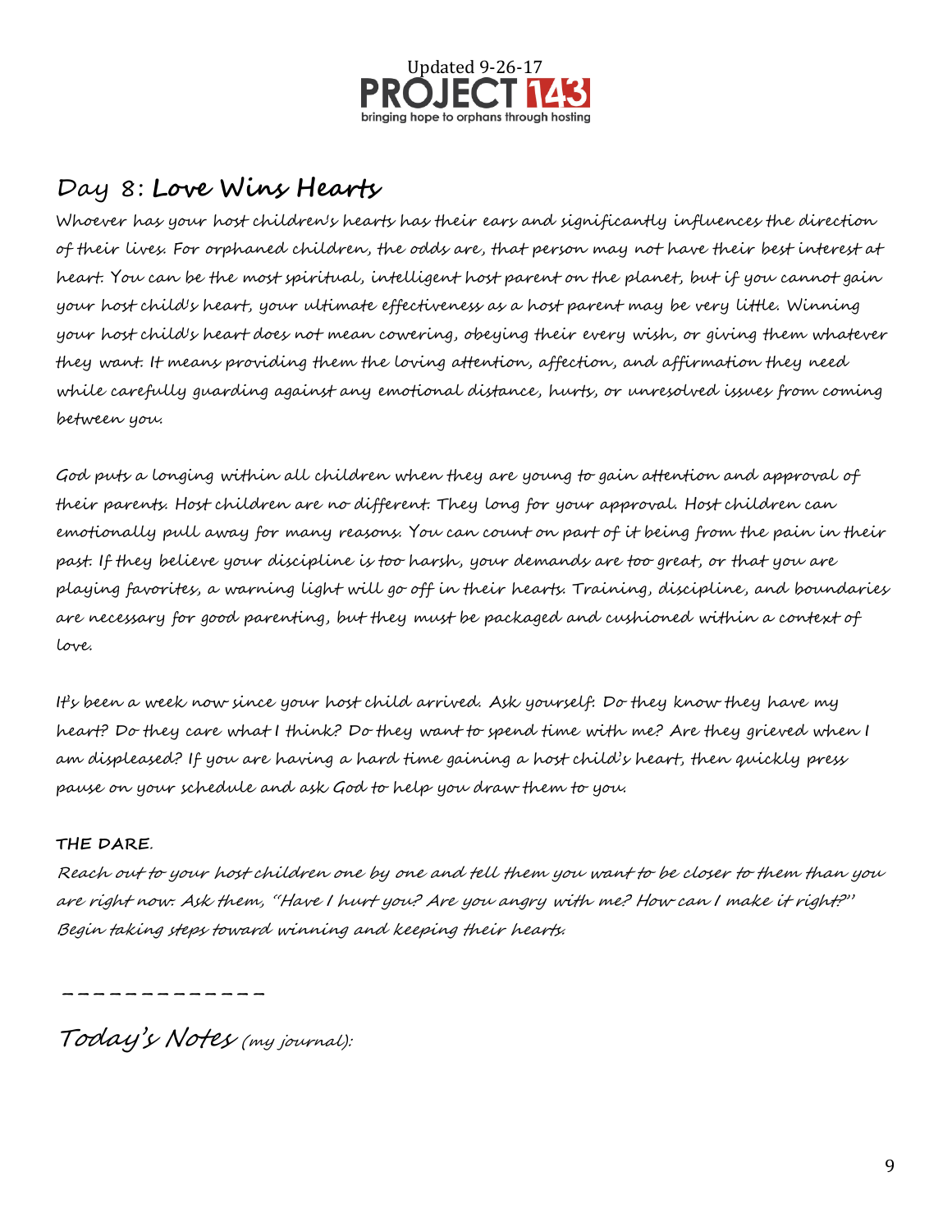Updated 9-26-17

PROJECT 143

bringing hope to orphans through hosting

## Day 8: **Love Wins Hearts**

Whoever has your host children's hearts has their ears and significantly influences the direction of their lives. For orphaned children, the odds are, that person may not have their best interest at heart. You can be the most spiritual, intelligent host parent on the planet, but if you cannot gain your host child's heart, your ultimate effectiveness as a host parent may be very little. Winning your host child's heart does not mean cowering, obeying their every wish, or giving them whatever they want. It means providing them the loving attention, affection, and affirmation they need while carefully guarding against any emotional distance, hurts, or unresolved issues from coming between you.

God puts a longing within all children when they are young to gain attention and approval of their parents. Host children are no different. They long for your approval. Host children can emotionally pull away for many reasons. You can count on part of it being from the pain in their past. If they believe your discipline is too harsh, your demands are too great, or that you are playing favorites, a warning light will go off in their hearts. Training, discipline, and boundaries are necessary for good parenting, but they must be packaged and cushioned within a context of love.

It's been a week now since your host child arrived. Ask yourself: Do they know they have my heart? Do they care what I think? Do they want to spend time with me? Are they grieved when I am displeased? If you are having a hard time gaining a host child's heart, then quickly press pause on your schedule and ask God to help you draw them to you.

**THE DARE.**

*Reach out to your host children one by one and tell them you want to be closer to them than you are right now. Ask them, "Have I hurt you? Are you angry with me? How can I make it right?" Begin taking steps toward winning and keeping their hearts.*

_____________

*Today's Notes* *(my journal):*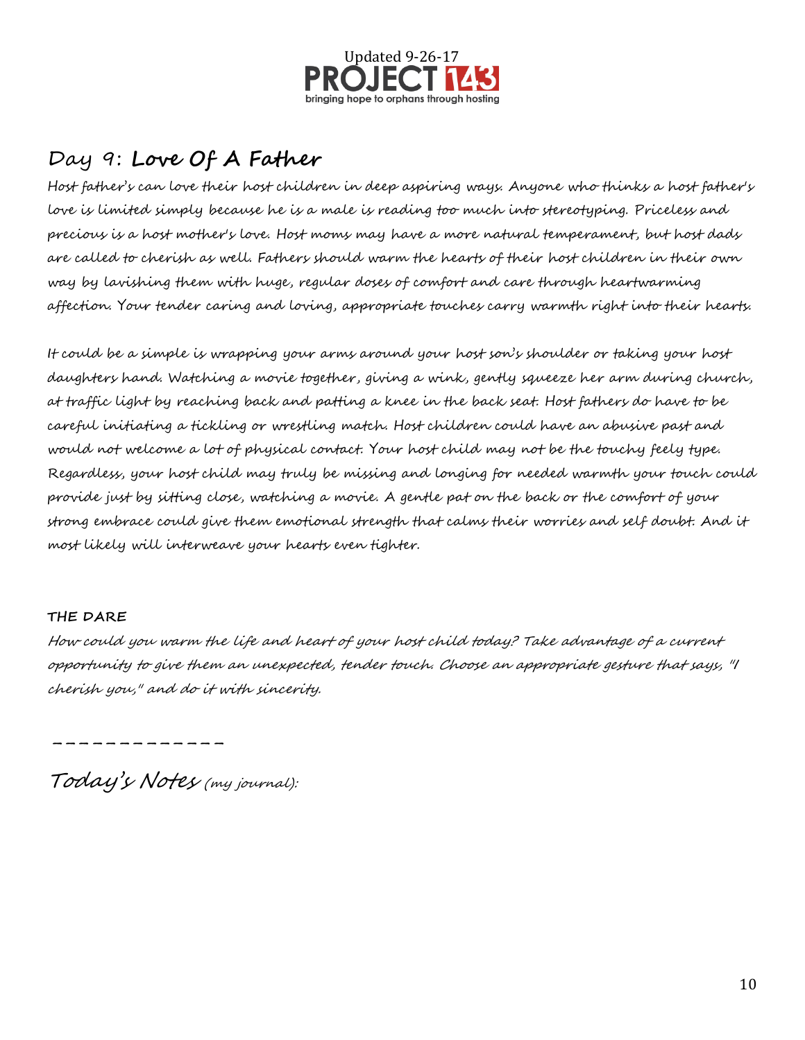## Day 9: **Love Of A Father**

Host father's can love their host children in deep aspiring ways. Anyone who thinks a host father's love is limited simply because he is a male is reading too much into stereotyping. Priceless and precious is a host mother's love. Host moms may have a more natural temperament, but host dads are called to cherish as well. Fathers should warm the hearts of their host children in their own way by lavishing them with huge, regular doses of comfort and care through heartwarming affection. Your tender caring and loving, appropriate touches carry warmth right into their hearts.

It could be a simple is wrapping your arms around your host son's shoulder or taking your host daughters hand. Watching a movie together, giving a wink, gently squeeze her arm during church, at traffic light by reaching back and patting a knee in the back seat. Host fathers do have to be careful initiating a tickling or wrestling match. Host children could have an abusive past and would not welcome a lot of physical contact. Your host child may not be the touchy feely type. Regardless, your host child may truly be missing and longing for needed warmth your touch could provide just by sitting close, watching a movie. A gentle pat on the back or the comfort of your strong embrace could give them emotional strength that calms their worries and self doubt. And it most likely will interweave your hearts even tighter.

**THE DARE**

*How could you warm the life and heart of your host child today? Take advantage of a current opportunity to give them an unexpected, tender touch. Choose an appropriate gesture that says, "I cherish you," and do it with sincerity.*

\_ \_ \_ \_ \_ \_ \_ \_ \_ \_ \_ \_ \_

*Today's Notes (my journal):*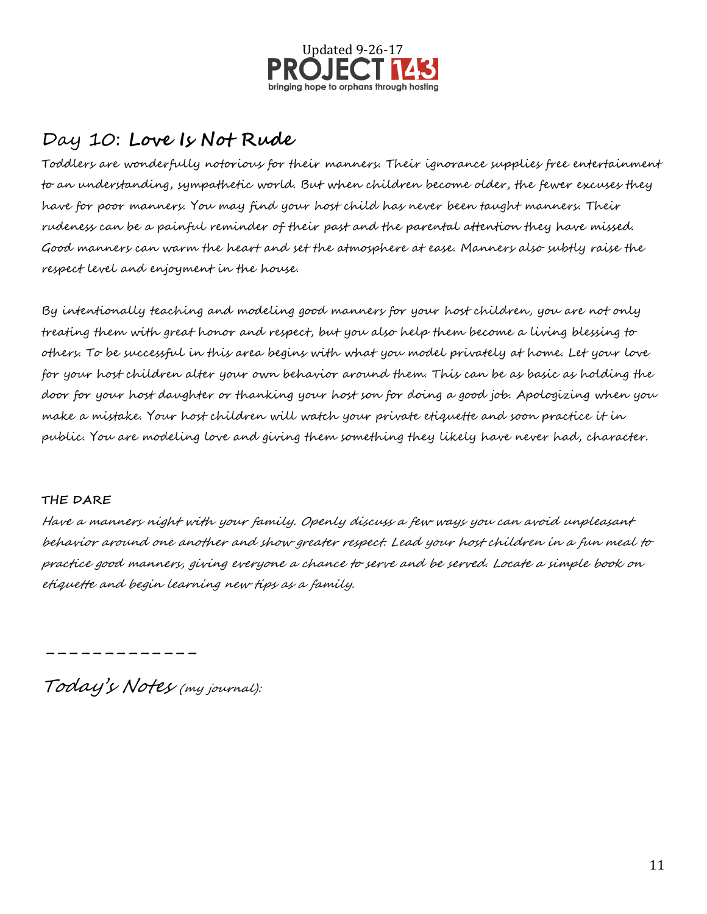Updated 9-26-17

# Day 10: **Love Is Not Rude**

Toddlers are wonderfully notorious for their manners. Their ignorance supplies free entertainment to an understanding, sympathetic world. But when children become older, the fewer excuses they have for poor manners. You may find your host child has never been taught manners. Their rudeness can be a painful reminder of their past and the parental attention they have missed. Good manners can warm the heart and set the atmosphere at ease. Manners also subtly raise the respect level and enjoyment in the house.

By intentionally teaching and modeling good manners for your host children, you are not only treating them with great honor and respect, but you also help them become a living blessing to others. To be successful in this area begins with what you model privately at home. Let your love for your host children alter your own behavior around them. This can be as basic as holding the door for your host daughter or thanking your host son for doing a good job. Apologizing when you make a mistake. Your host children will watch your private etiquette and soon practice it in public. You are modeling love and giving them something they likely have never had, character.

**THE DARE**

*Have a manners night with your family. Openly discuss a few ways you can avoid unpleasant behavior around one another and show greater respect. Lead your host children in a fun meal to practice good manners, giving everyone a chance to serve and be served. Locate a simple book on etiquette and begin learning new tips as a family.*

_____________

*Today's Notes (my journal):*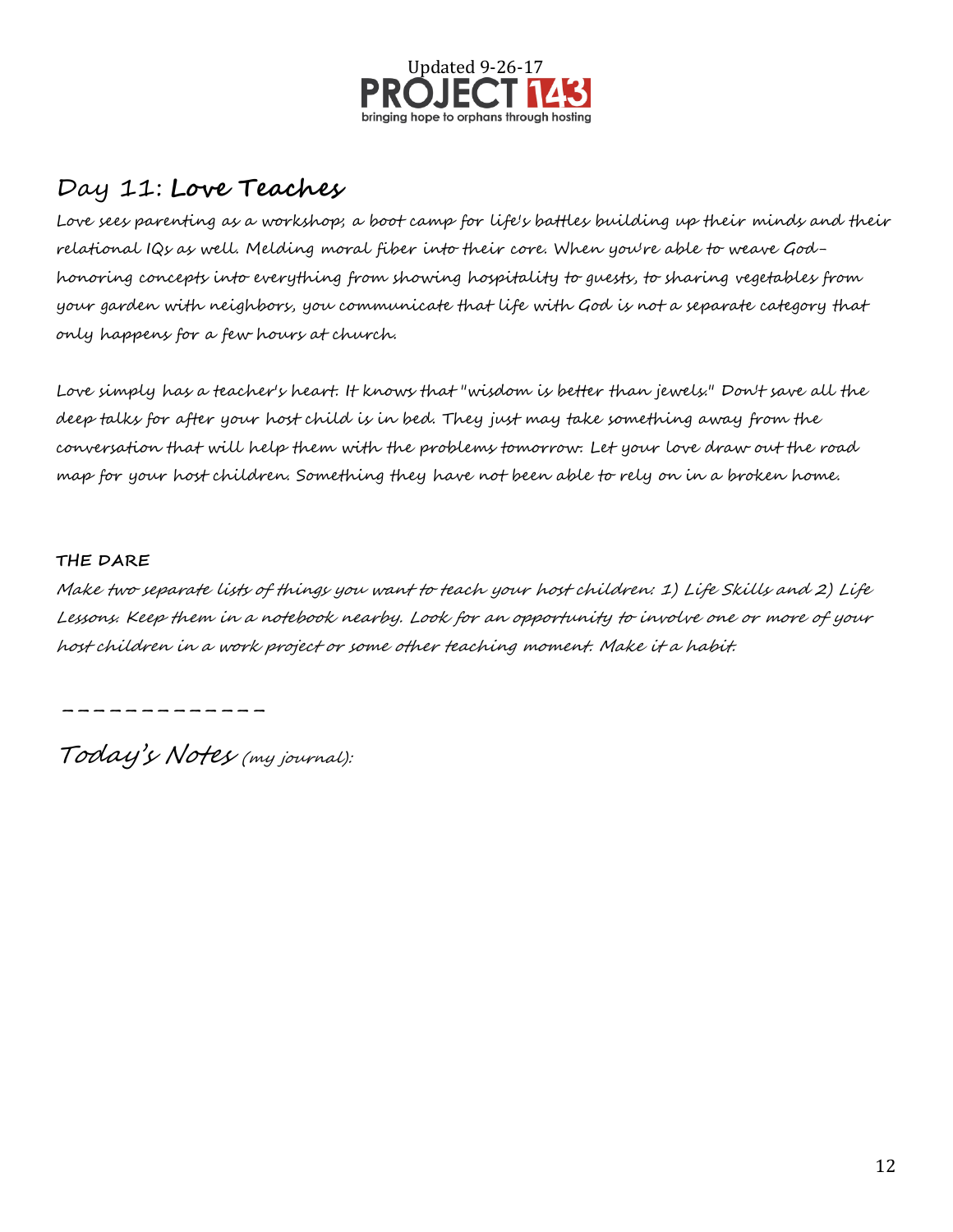## Day 11: **Love Teaches**

Love sees parenting as a workshop; a boot camp for life's battles building up their minds and their relational IQs as well. Melding moral fiber into their core. When you're able to weave God-honoring concepts into everything from showing hospitality to guests, to sharing vegetables from your garden with neighbors, you communicate that life with God is not a separate category that only happens for a few hours at church.

Love simply has a teacher's heart. It knows that "wisdom is better than jewels." Don't save all the deep talks for after your host child is in bed. They just may take something away from the conversation that will help them with the problems tomorrow. Let your love draw out the road map for your host children. Something they have not been able to rely on in a broken home.

**THE DARE**

Make two separate lists of things you want to teach your host children: 1) Life Skills and 2) Life Lessons. Keep them in a notebook nearby. Look for an opportunity to involve one or more of your host children in a work project or some other teaching moment. Make it a habit.

\_\_\_\_\_\_\_\_\_\_\_\_\_\_

*Today's Notes* *(my journal):*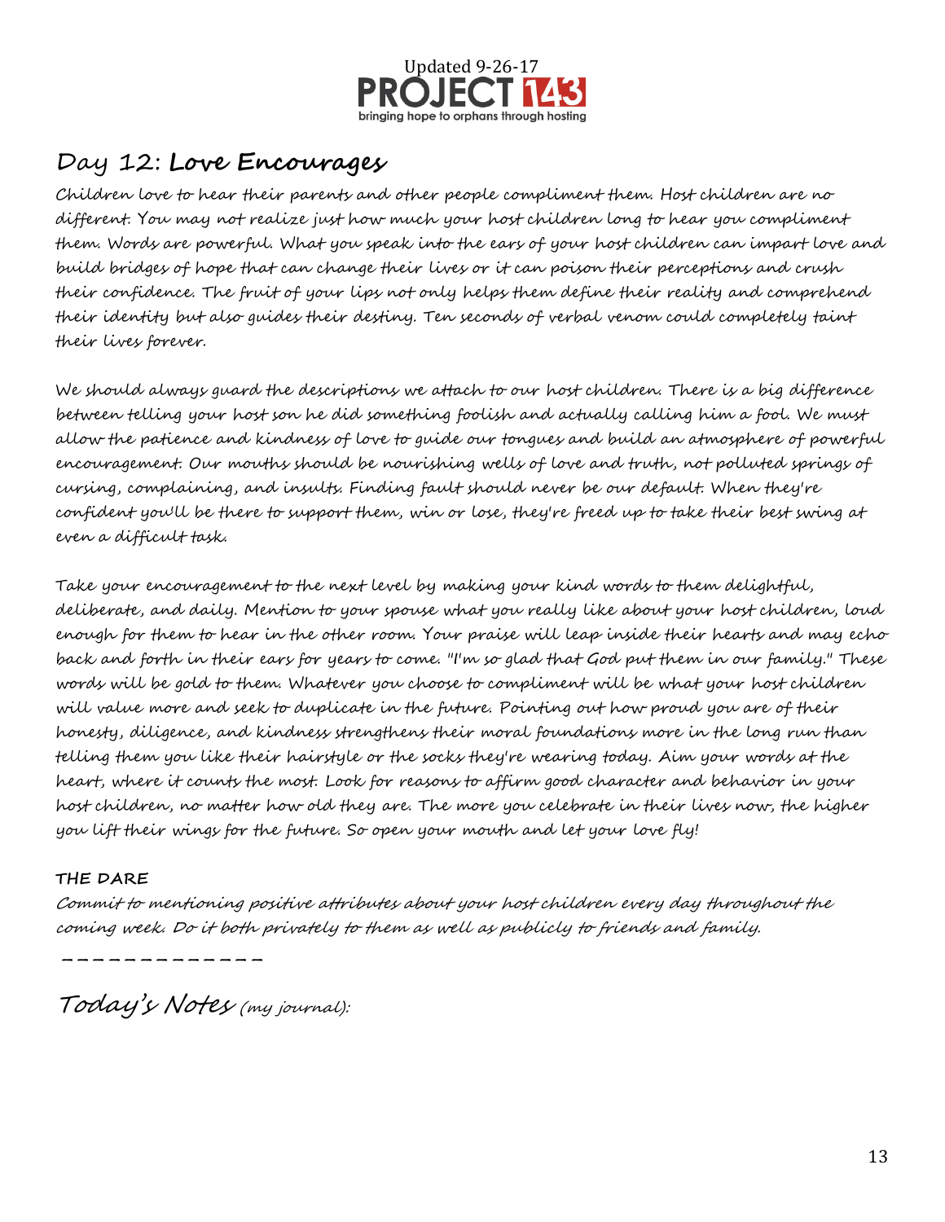Updated 9-26-17

PROJECT 143

bringing hope to orphans through hosting

## Day 12: **Love Encourages**

Children love to hear their parents and other people compliment them. Host children are no different. You may not realize just how much your host children long to hear you compliment them. Words are powerful. What you speak into the ears of your host children can impart love and build bridges of hope that can change their lives or it can poison their perceptions and crush their confidence. The fruit of your lips not only helps them define their reality and comprehend their identity but also guides their destiny. Ten seconds of verbal venom could completely taint their lives forever.

We should always guard the descriptions we attach to our host children. There is a big difference between telling your host son he did something foolish and actually calling him a fool. We must allow the patience and kindness of love to guide our tongues and build an atmosphere of powerful encouragement. Our mouths should be nourishing wells of love and truth, not polluted springs of cursing, complaining, and insults. Finding fault should never be our default. When they're confident you'll be there to support them, win or lose, they're freed up to take their best swing at even a difficult task.

Take your encouragement to the next level by making your kind words to them delightful, deliberate, and daily. Mention to your spouse what you really like about your host children, loud enough for them to hear in the other room. Your praise will leap inside their hearts and may echo back and forth in their ears for years to come. "I'm so glad that God put them in our family." These words will be gold to them. Whatever you choose to compliment will be what your host children will value more and seek to duplicate in the future. Pointing out how proud you are of their honesty, diligence, and kindness strengthens their moral foundations more in the long run than telling them you like their hairstyle or the socks they're wearing today. Aim your words at the heart, where it counts the most. Look for reasons to affirm good character and behavior in your host children, no matter how old they are. The more you celebrate in their lives now, the higher you lift their wings for the future. So open your mouth and let your love fly!

**THE DARE**

*Commit to mentioning positive attributes about your host children every day throughout the coming week. Do it both privately to them as well as publicly to friends and family.*

\_\_\_\_\_\_\_\_\_\_\_\_\_

Today's Notes *(my journal):*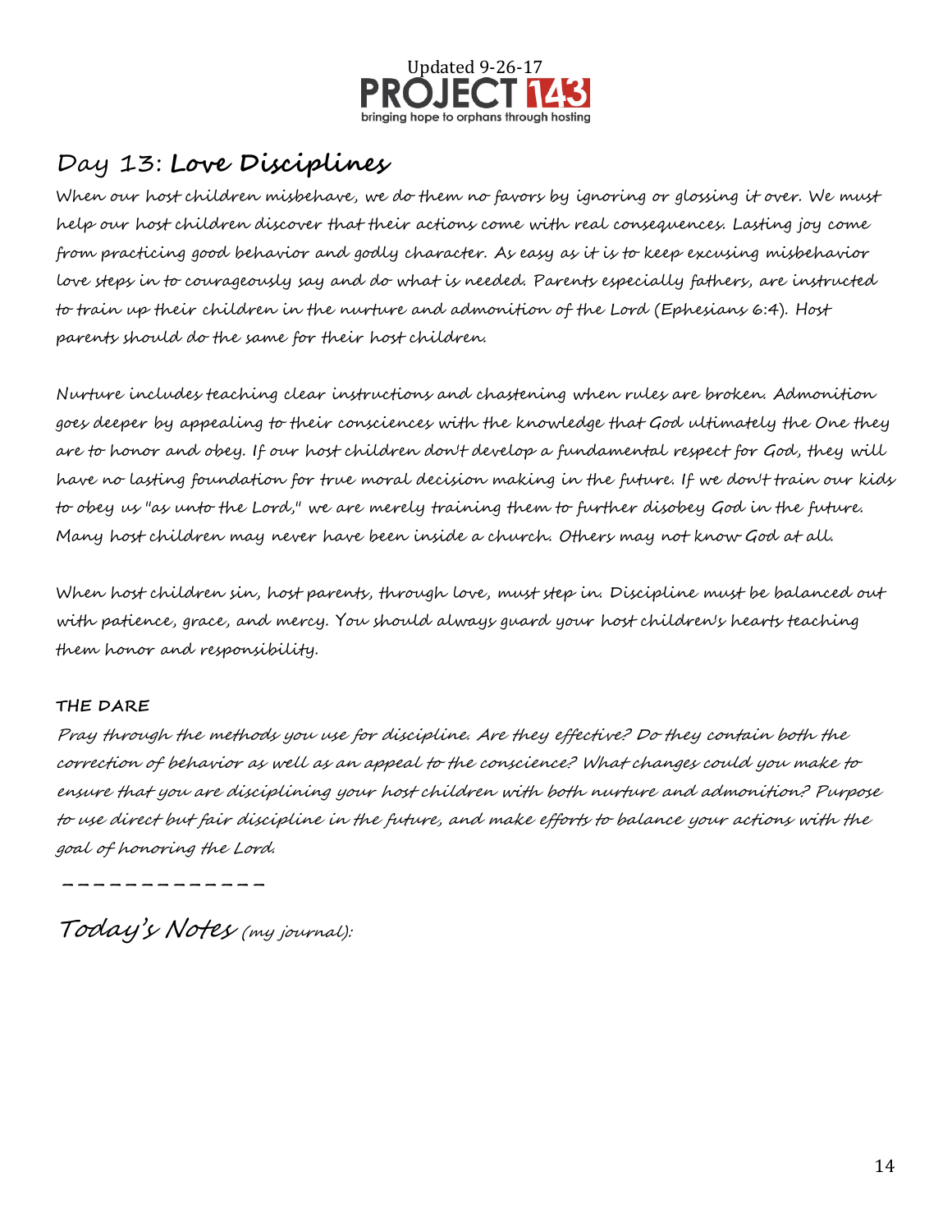Updated 9-26-17

PROJECT 143

bringing hope to orphans through hosting

## Day 13: **Love Disciplines**

When our host children misbehave, we do them no favors by ignoring or glossing it over. We must help our host children discover that their actions come with real consequences. Lasting joy come from practicing good behavior and godly character. As easy as it is to keep excusing misbehavior love steps in to courageously say and do what is needed. Parents especially fathers, are instructed to train up their children in the nurture and admonition of the Lord (Ephesians 6:4). Host parents should do the same for their host children.

Nurture includes teaching clear instructions and chastening when rules are broken. Admonition goes deeper by appealing to their consciences with the knowledge that God ultimately the One they are to honor and obey. If our host children don't develop a fundamental respect for God, they will have no lasting foundation for true moral decision making in the future. If we don't train our kids to obey us "as unto the Lord," we are merely training them to further disobey God in the future. Many host children may never have been inside a church. Others may not know God at all.

When host children sin, host parents, through love, must step in. Discipline must be balanced out with patience, grace, and mercy. You should always guard your host children's hearts teaching them honor and responsibility.

**THE DARE**

*Pray through the methods you use for discipline. Are they effective? Do they contain both the correction of behavior as well as an appeal to the conscience? What changes could you make to ensure that you are disciplining your host children with both nurture and admonition? Purpose to use direct but fair discipline in the future, and make efforts to balance your actions with the goal of honoring the Lord.*

\_\_\_\_\_\_\_\_\_\_\_\_\_\_

*Today's Notes (my journal):*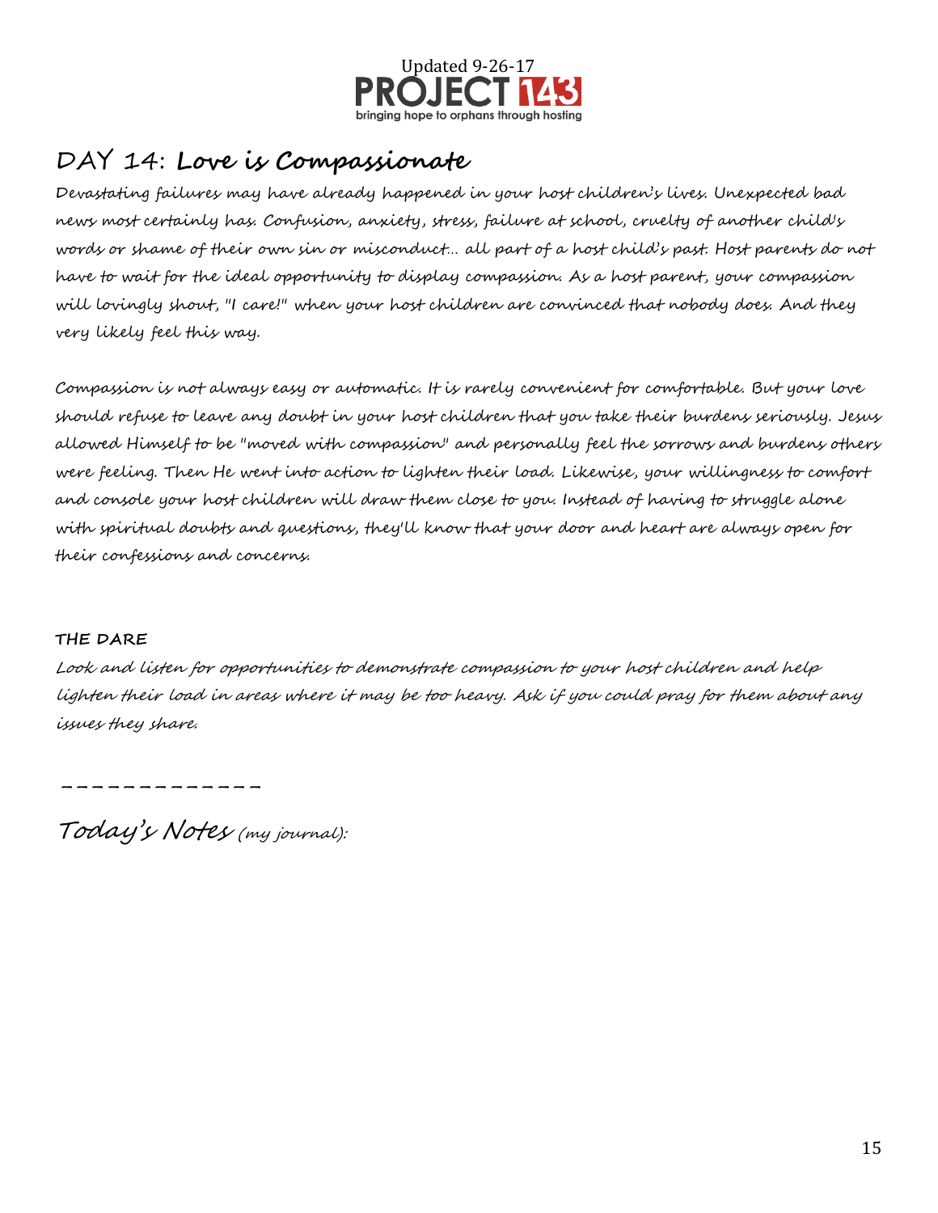# DAY 14: **Love is Compassionate**

Devastating failures may have already happened in your host children's lives. Unexpected bad news most certainly has. Confusion, anxiety, stress, failure at school, cruelty of another child's words or shame of their own sin or misconduct… all part of a host child's past. Host parents do not have to wait for the ideal opportunity to display compassion. As a host parent, your compassion will lovingly shout, "I care!" when your host children are convinced that nobody does. And they very likely feel this way.

Compassion is not always easy or automatic. It is rarely convenient for comfortable. But your love should refuse to leave any doubt in your host children that you take their burdens seriously. Jesus allowed Himself to be "moved with compassion" and personally feel the sorrows and burdens others were feeling. Then He went into action to lighten their load. Likewise, your willingness to comfort and console your host children will draw them close to you. Instead of having to struggle alone with spiritual doubts and questions, they'll know that your door and heart are always open for their confessions and concerns.

**THE DARE**

*Look and listen for opportunities to demonstrate compassion to your host children and help lighten their load in areas where it may be too heavy. Ask if you could pray for them about any issues they share.*

\_\_\_\_\_\_\_\_\_\_\_\_\_

*Today's Notes* *(my journal):*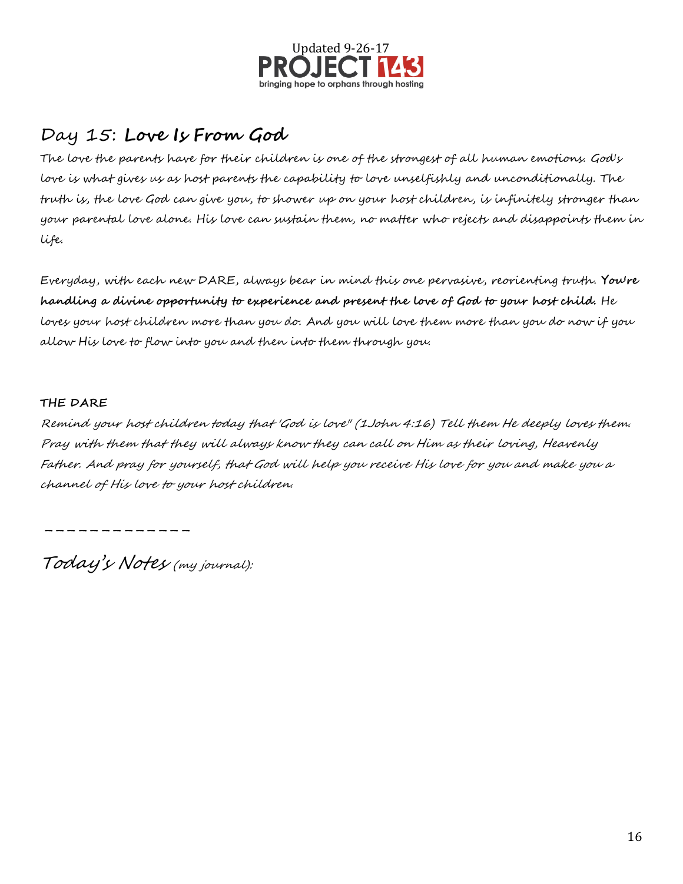Updated 9-26-17

PROJECT 143

bringing hope to orphans through hosting

## Day 15: **Love Is From God**

The love the parents have for their children is one of the strongest of all human emotions. God's love is what gives us as host parents the capability to love unselfishly and unconditionally. The truth is, the love God can give you, to shower up on your host children, is infinitely stronger than your parental love alone. His love can sustain them, no matter who rejects and disappoints them in life.

Everyday, with each new DARE, always bear in mind this one pervasive, reorienting truth. **You're handling a divine opportunity to experience and present the love of God to your host child.** He loves your host children more than you do. And you will love them more than you do now if you allow His love to flow into you and then into them through you.

**THE DARE**

*Remind your host children today that 'God is love" (1John 4:16) Tell them He deeply loves them. Pray with them that they will always know they can call on Him as their loving, Heavenly Father. And pray for yourself, that God will help you receive His love for you and make you a channel of His love to your host children.*

\_\_\_\_\_\_\_\_\_\_\_\_\_

*Today's Notes (my journal):*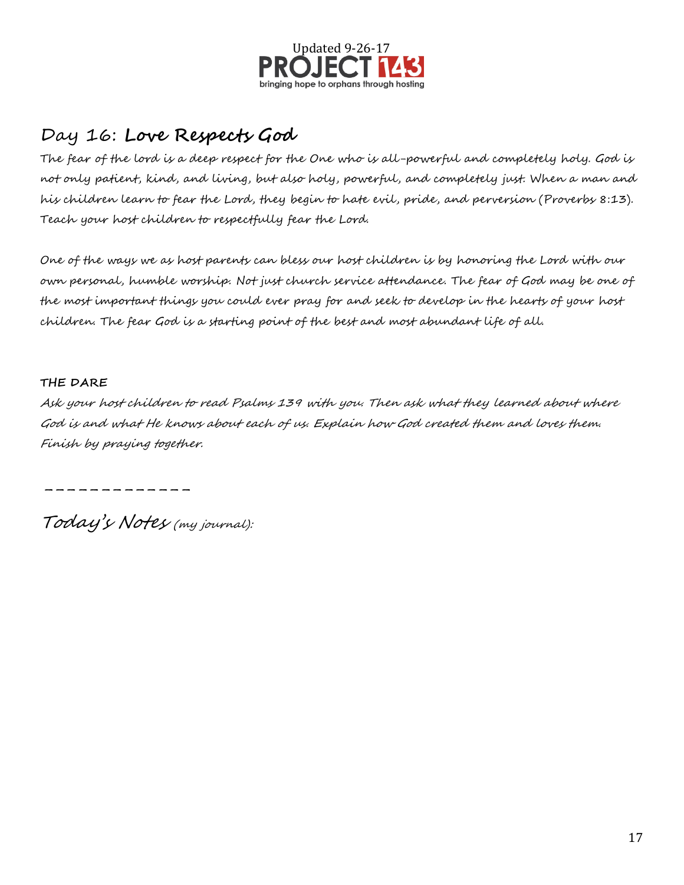Updated 9-26-17

PROJECT 143

bringing hope to orphans through hosting

## Day 16: **Love Respects God**

The fear of the lord is a deep respect for the One who is all-powerful and completely holy. God is not only patient, kind, and living, but also holy, powerful, and completely just. When a man and his children learn to fear the Lord, they begin to hate evil, pride, and perversion (Proverbs 8:13). Teach your host children to respectfully fear the Lord.

One of the ways we as host parents can bless our host children is by honoring the Lord with our own personal, humble worship. Not just church service attendance. The fear of God may be one of the most important things you could ever pray for and seek to develop in the hearts of your host children. The fear God is a starting point of the best and most abundant life of all.

**THE DARE**

*Ask your host children to read Psalms 139 with you. Then ask what they learned about where God is and what He knows about each of us. Explain how God created them and loves them. Finish by praying together.*

\_\_\_\_\_\_\_\_\_\_\_\_\_

*Today's Notes (my journal):*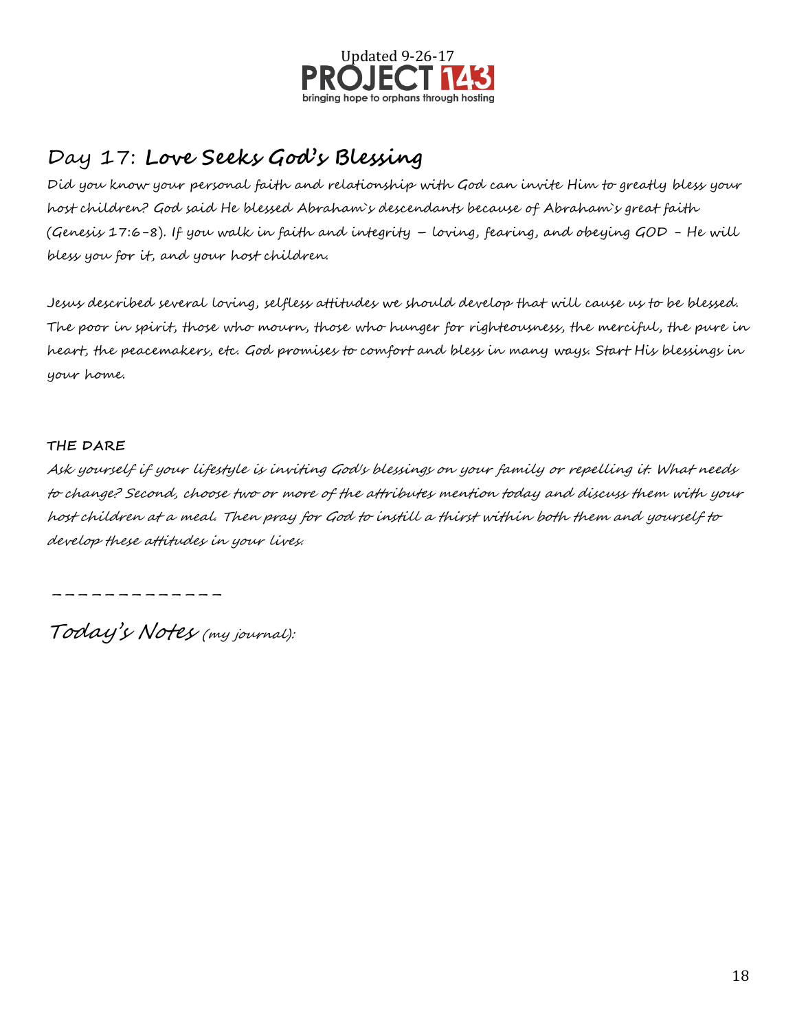Updated 9-26-17

# Day 17: **Love Seeks God's Blessing**

Did you know your personal faith and relationship with God can invite Him to greatly bless your host children? God said He blessed Abraham`s descendants because of Abraham`s great faith (Genesis 17:6-8). If you walk in faith and integrity – loving, fearing, and obeying GOD - He will bless you for it, and your host children.

Jesus described several loving, selfless attitudes we should develop that will cause us to be blessed. The poor in spirit, those who mourn, those who hunger for righteousness, the merciful, the pure in heart, the peacemakers, etc. God promises to comfort and bless in many ways. Start His blessings in your home.

**THE DARE**

*Ask yourself if your lifestyle is inviting God's blessings on your family or repelling it. What needs to change? Second, choose two or more of the attributes mention today and discuss them with your host children at a meal. Then pray for God to instill a thirst within both them and yourself to develop these attitudes in your lives.*

\_\_\_\_\_\_\_\_\_\_\_\_\_\_

*Today's Notes (my journal):*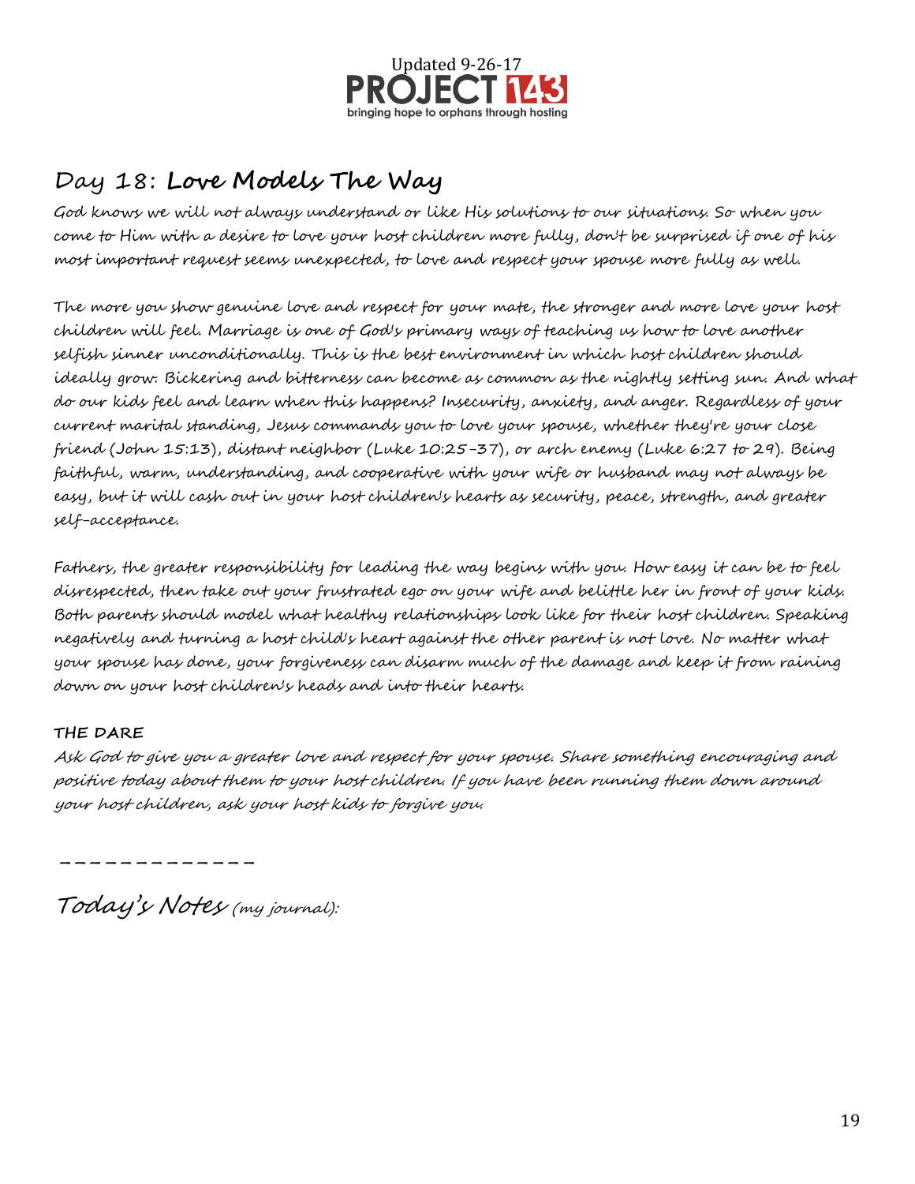## Day 18: **Love Models The Way**

*God knows we will not always understand or like His solutions to our situations. So when you come to Him with a desire to love your host children more fully, don't be surprised if one of his most important request seems unexpected, to love and respect your spouse more fully as well.*

The more you show genuine love and respect for your mate, the stronger and more love your host children will feel. Marriage is one of God's primary ways of teaching us how to love another selfish sinner unconditionally. This is the best environment in which host children should ideally grow. Bickering and bitterness can become as common as the nightly setting sun. And what do our kids feel and learn when this happens? Insecurity, anxiety, and anger. Regardless of your current marital standing, Jesus commands you to love your spouse, whether they're your close friend (John 15:13), distant neighbor (Luke 10:25-37), or arch enemy (Luke 6:27 to 29). Being faithful, warm, understanding, and cooperative with your wife or husband may not always be easy, but it will cash out in your host children's hearts as security, peace, strength, and greater self-acceptance.

Fathers, the greater responsibility for leading the way begins with you. How easy it can be to feel disrespected, then take out your frustrated ego on your wife and belittle her in front of your kids. Both parents should model what healthy relationships look like for their host children. Speaking negatively and turning a host child's heart against the other parent is not love. No matter what your spouse has done, your forgiveness can disarm much of the damage and keep it from raining down on your host children's heads and into their hearts.

**THE DARE**

*Ask God to give you a greater love and respect for your spouse. Share something encouraging and positive today about them to your host children. If you have been running them down around your host children, ask your host kids to forgive you.*

\_\_\_\_\_\_\_\_\_\_\_\_\_

*Today's Notes (my journal):*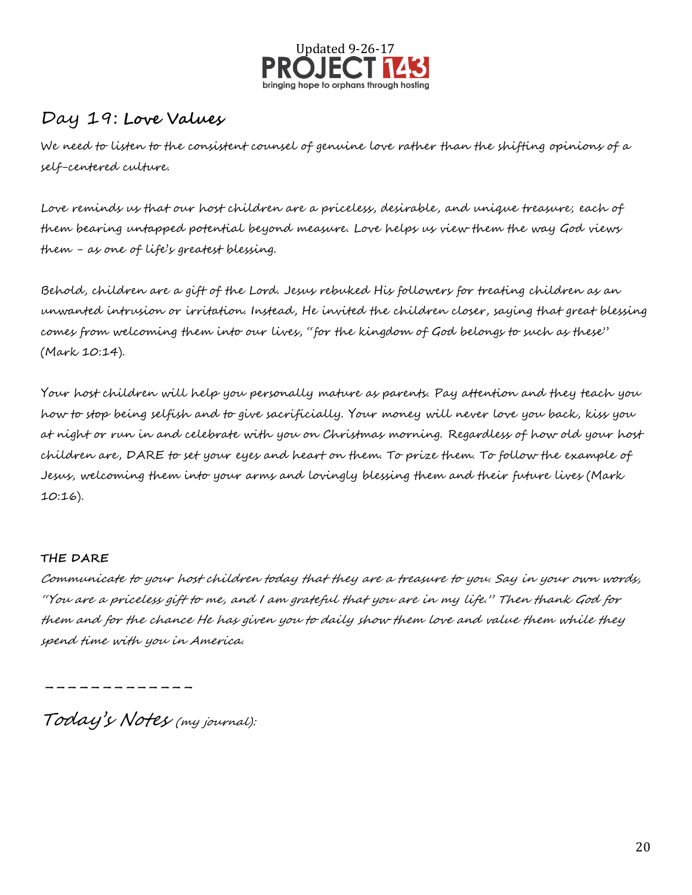## Day 19: **Love Values**

We need to listen to the consistent counsel of genuine love rather than the shifting opinions of a self-centered culture.

Love reminds us that our host children are a priceless, desirable, and unique treasure; each of them bearing untapped potential beyond measure. Love helps us view them the way God views them – as one of life's greatest blessing.

Behold, children are a gift of the Lord. Jesus rebuked His followers for treating children as an unwanted intrusion or irritation. Instead, He invited the children closer, saying that great blessing comes from welcoming them into our lives, "for the kingdom of God belongs to such as these" (Mark 10:14).

Your host children will help you personally mature as parents. Pay attention and they teach you how to stop being selfish and to give sacrificially. Your money will never love you back, kiss you at night or run in and celebrate with you on Christmas morning. Regardless of how old your host children are, DARE to set your eyes and heart on them. To prize them. To follow the example of Jesus, welcoming them into your arms and lovingly blessing them and their future lives (Mark 10:16).

**THE DARE**

*Communicate to your host children today that they are a treasure to you. Say in your own words, "You are a priceless gift to me, and I am grateful that you are in my life." Then thank God for them and for the chance He has given you to daily show them love and value them while they spend time with you in America.*

_____________

*Today's Notes* *(my journal):*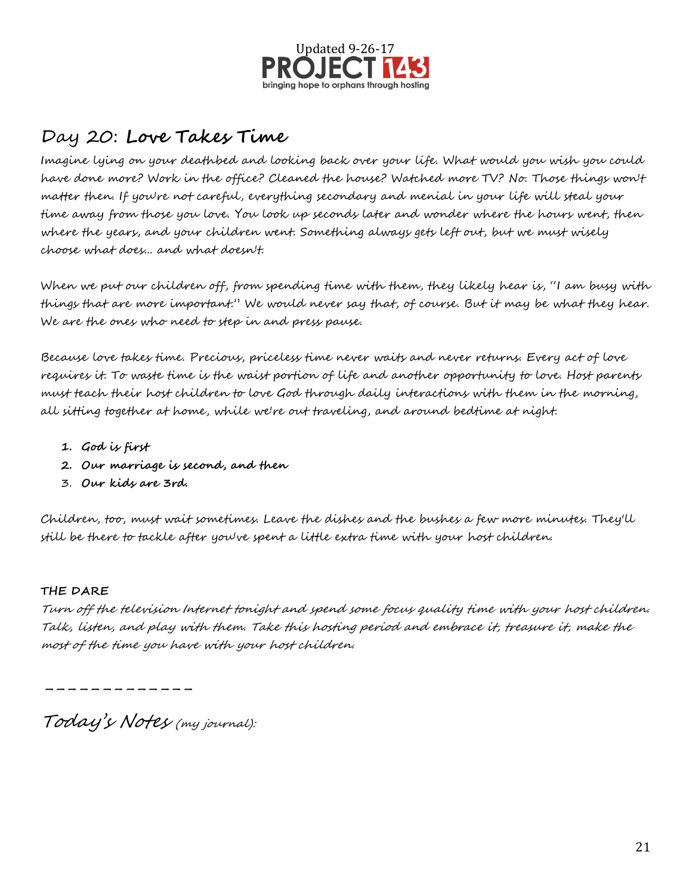Updated 9-26-17

**PROJECT 143**

bringing hope to orphans through hosting

## Day 20: **Love Takes Time**

*Imagine lying on your deathbed and looking back over your life. What would you wish you could have done more? Work in the office? Cleaned the house? Watched more TV? No. Those things won't matter then. If you're not careful, everything secondary and menial in your life will steal your time away from those you love. You look up seconds later and wonder where the hours went, then where the years, and your children went. Something always gets left out, but we must wisely choose what does… and what doesn't.*

*When we put our children off, from spending time with them, they likely hear is, "I am busy with things that are more important." We would never say that, of course. But it may be what they hear. We are the ones who need to step in and press pause.*

*Because love takes time. Precious, priceless time never waits and never returns. Every act of love requires it. To waste time is the waist portion of life and another opportunity to love. Host parents must teach their host children to love God through daily interactions with them in the morning, all sitting together at home, while we're out traveling, and around bedtime at night.*

1. ***God is first***
2. ***Our marriage is second, and then***
3. ***Our kids are 3rd.***

*Children, too, must wait sometimes. Leave the dishes and the bushes a few more minutes. They'll still be there to tackle after you've spent a little extra time with your host children.*

**THE DARE**

*Turn off the television Internet tonight and spend some focus quality time with your host children. Talk, listen, and play with them. Take this hosting period and embrace it, treasure it, make the most of the time you have with your host children.*

\_\_\_\_\_\_\_\_\_\_\_\_\_

*Today's Notes (my journal):*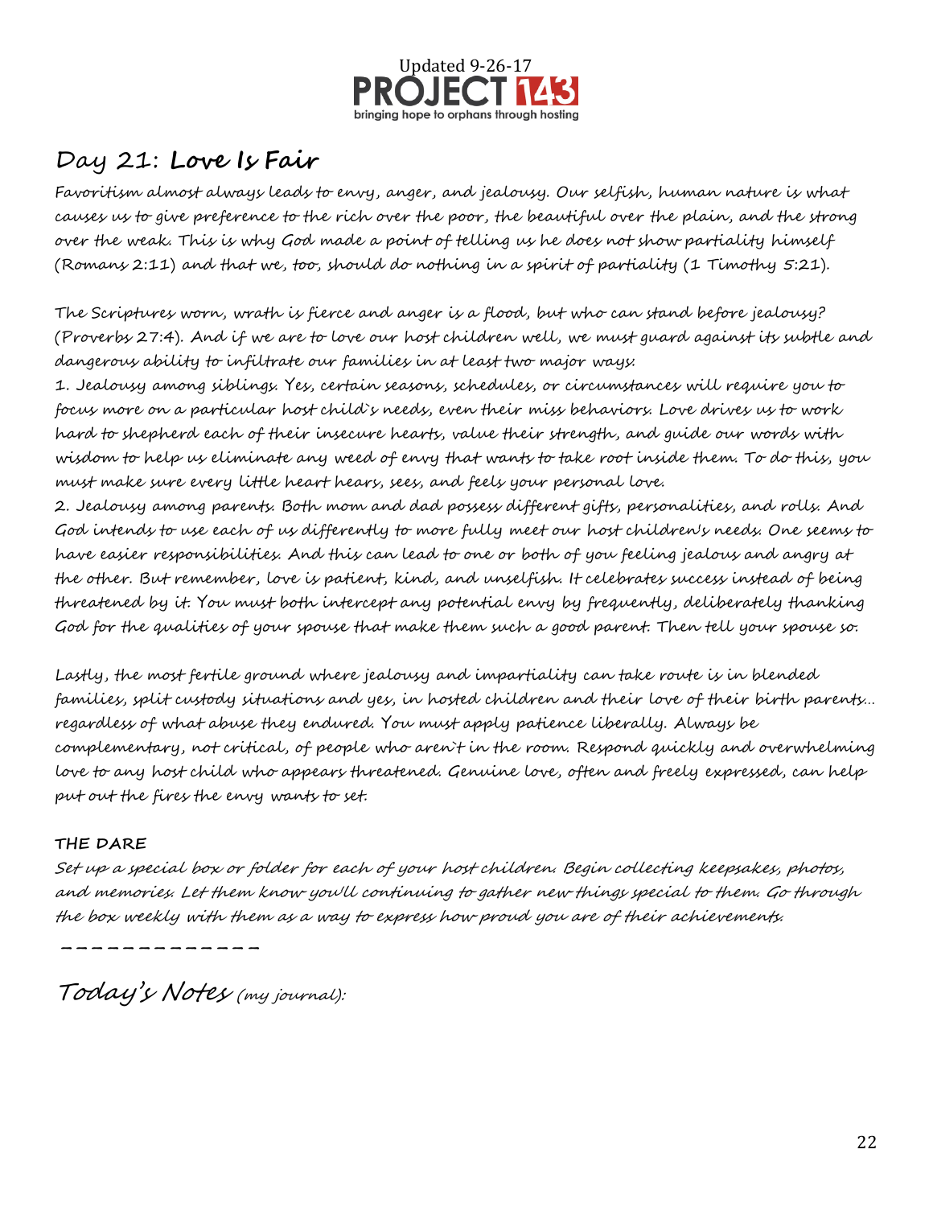## Day 21: **Love Is Fair**

Favoritism almost always leads to envy, anger, and jealousy. Our selfish, human nature is what causes us to give preference to the rich over the poor, the beautiful over the plain, and the strong over the weak. This is why God made a point of telling us he does not show partiality himself (Romans 2:11) and that we, too, should do nothing in a spirit of partiality (1 Timothy 5:21).

The Scriptures worn, wrath is fierce and anger is a flood, but who can stand before jealousy? (Proverbs 27:4). And if we are to love our host children well, we must guard against its subtle and dangerous ability to infiltrate our families in at least two major ways:

1. Jealousy among siblings. Yes, certain seasons, schedules, or circumstances will require you to focus more on a particular host child`s needs, even their miss behaviors. Love drives us to work hard to shepherd each of their insecure hearts, value their strength, and guide our words with wisdom to help us eliminate any weed of envy that wants to take root inside them. To do this, you must make sure every little heart hears, sees, and feels your personal love.
2. Jealousy among parents. Both mom and dad possess different gifts, personalities, and rolls. And God intends to use each of us differently to more fully meet our host children's needs. One seems to have easier responsibilities. And this can lead to one or both of you feeling jealous and angry at the other. But remember, love is patient, kind, and unselfish. It celebrates success instead of being threatened by it. You must both intercept any potential envy by frequently, deliberately thanking God for the qualities of your spouse that make them such a good parent. Then tell your spouse so.

Lastly, the most fertile ground where jealousy and impartiality can take route is in blended families, split custody situations and yes, in hosted children and their love of their birth parents… regardless of what abuse they endured. You must apply patience liberally. Always be complementary, not critical, of people who aren`t in the room. Respond quickly and overwhelming love to any host child who appears threatened. Genuine love, often and freely expressed, can help put out the fires the envy wants to set.

**THE DARE**

*Set up a special box or folder for each of your host children. Begin collecting keepsakes, photos, and memories. Let them know you'll continuing to gather new things special to them. Go through the box weekly with them as a way to express how proud you are of their achievements.*

_____________

*Today's Notes (my journal):*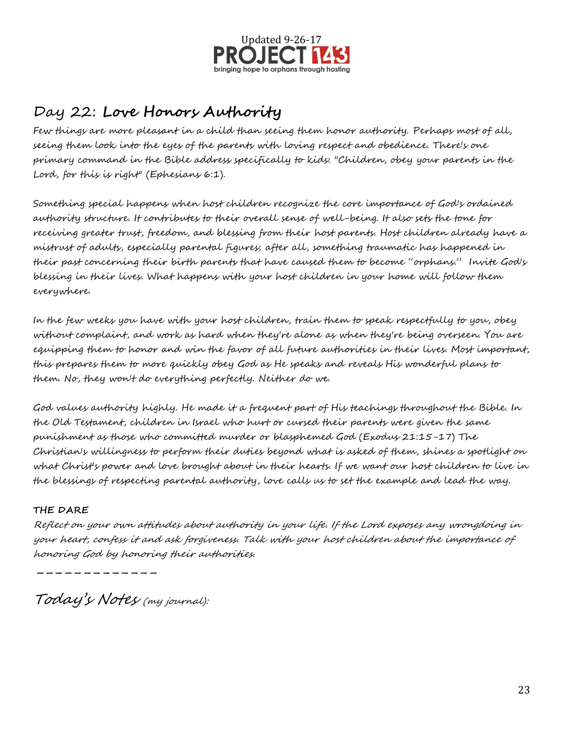Updated 9-26-17

PROJECT 143

bringing hope to orphans through hosting

## Day 22: **Love Honors Authority**

Few things are more pleasant in a child than seeing them honor authority. Perhaps most of all, seeing them look into the eyes of the parents with loving respect and obedience. There's one primary command in the Bible address specifically to kids: "Children, obey your parents in the Lord, for this is right" (Ephesians 6:1).

Something special happens when host children recognize the core importance of God's ordained authority structure. It contributes to their overall sense of well-being. It also sets the tone for receiving greater trust, freedom, and blessing from their host parents. Host children already have a mistrust of adults, especially parental figures; after all, something traumatic has happened in their past concerning their birth parents that have caused them to become "orphans." Invite God's blessing in their lives. What happens with your host children in your home will follow them everywhere.

In the few weeks you have with your host children, train them to speak respectfully to you, obey without complaint, and work as hard when they're alone as when they're being overseen. You are equipping them to honor and win the favor of all future authorities in their lives. Most important, this prepares them to more quickly obey God as He speaks and reveals His wonderful plans to them. No, they won't do everything perfectly. Neither do we.

God values authority highly. He made it a frequent part of His teachings throughout the Bible. In the Old Testament, children in Israel who hurt or cursed their parents were given the same punishment as those who committed murder or blasphemed God (Exodus 21:15-17) The Christian's willingness to perform their duties beyond what is asked of them, shines a spotlight on what Christ's power and love brought about in their hearts. If we want our host children to live in the blessings of respecting parental authority, love calls us to set the example and lead the way.

**THE DARE**

*Reflect on your own attitudes about authority in your life. If the Lord exposes any wrongdoing in your heart, confess it and ask forgiveness. Talk with your host children about the importance of honoring God by honoring their authorities.*

_____________

*Today's Notes* *(my journal):*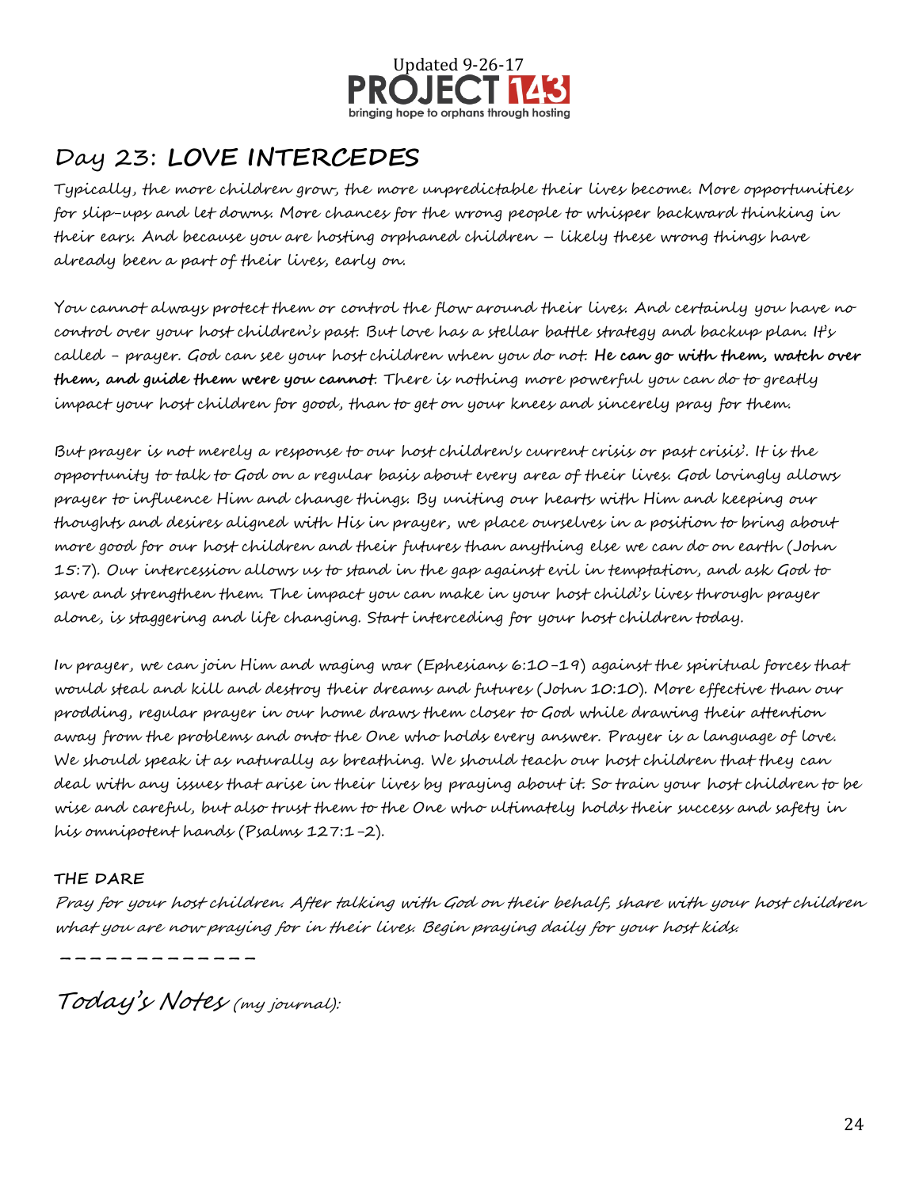Updated 9-26-17

PROJECT 143

bringing hope to orphans through hosting

# Day 23: LOVE INTERCEDES

Typically, the more children grow, the more unpredictable their lives become. More opportunities for slip-ups and let downs. More chances for the wrong people to whisper backward thinking in their ears. And because you are hosting orphaned children – likely these wrong things have already been a part of their lives, early on.

You cannot always protect them or control the flow around their lives. And certainly you have no control over your host children's past. But love has a stellar battle strategy and backup plan. It's called - prayer. God can see your host children when you do not. **He can go with them, watch over them, and guide them were you cannot**. There is nothing more powerful you can do to greatly impact your host children for good, than to get on your knees and sincerely pray for them.

But prayer is not merely a response to our host children's current crisis or past crisis'. It is the opportunity to talk to God on a regular basis about every area of their lives. God lovingly allows prayer to influence Him and change things. By uniting our hearts with Him and keeping our thoughts and desires aligned with His in prayer, we place ourselves in a position to bring about more good for our host children and their futures than anything else we can do on earth (John 15:7). Our intercession allows us to stand in the gap against evil in temptation, and ask God to save and strengthen them. The impact you can make in your host child's lives through prayer alone, is staggering and life changing. Start interceding for your host children today.

In prayer, we can join Him and waging war (Ephesians 6:10-19) against the spiritual forces that would steal and kill and destroy their dreams and futures (John 10:10). More effective than our prodding, regular prayer in our home draws them closer to God while drawing their attention away from the problems and onto the One who holds every answer. Prayer is a language of love. We should speak it as naturally as breathing. We should teach our host children that they can deal with any issues that arise in their lives by praying about it. So train your host children to be wise and careful, but also trust them to the One who ultimately holds their success and safety in his omnipotent hands (Psalms 127:1-2).

**THE DARE**

*Pray for your host children. After talking with God on their behalf, share with your host children what you are now praying for in their lives. Begin praying daily for your host kids.*

-------------

*Today's Notes (my journal):*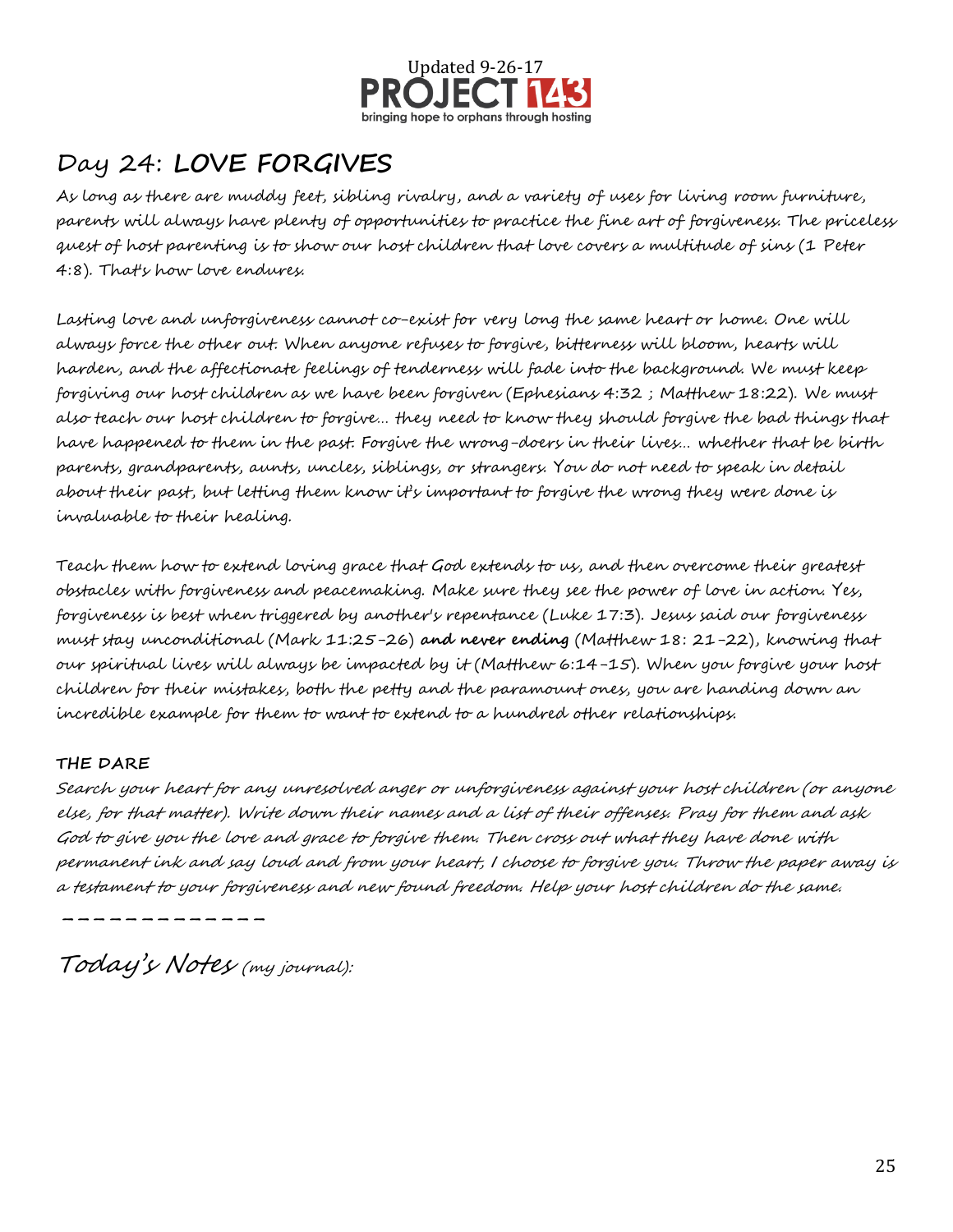# Day 24: LOVE FORGIVES

As long as there are muddy feet, sibling rivalry, and a variety of uses for living room furniture, parents will always have plenty of opportunities to practice the fine art of forgiveness. The priceless quest of host parenting is to show our host children that love covers a multitude of sins (1 Peter 4:8). That's how love endures.

Lasting love and unforgiveness cannot co-exist for very long the same heart or home. One will always force the other out. When anyone refuses to forgive, bitterness will bloom, hearts will harden, and the affectionate feelings of tenderness will fade into the background. We must keep forgiving our host children as we have been forgiven (Ephesians 4:32 ; Matthew 18:22). We must also teach our host children to forgive... they need to know they should forgive the bad things that have happened to them in the past. Forgive the wrong-doers in their lives... whether that be birth parents, grandparents, aunts, uncles, siblings, or strangers. You do not need to speak in detail about their past, but letting them know it's important to forgive the wrong they were done is invaluable to their healing.

Teach them how to extend loving grace that God extends to us, and then overcome their greatest obstacles with forgiveness and peacemaking. Make sure they see the power of love in action. Yes, forgiveness is best when triggered by another's repentance (Luke 17:3). Jesus said our forgiveness must stay unconditional (Mark 11:25-26) **and never ending** (Matthew 18: 21-22), knowing that our spiritual lives will always be impacted by it (Matthew 6:14-15). When you forgive your host children for their mistakes, both the petty and the paramount ones, you are handing down an incredible example for them to want to extend to a hundred other relationships.

**THE DARE**

*Search your heart for any unresolved anger or unforgiveness against your host children (or anyone else, for that matter). Write down their names and a list of their offenses. Pray for them and ask God to give you the love and grace to forgive them. Then cross out what they have done with permanent ink and say loud and from your heart, I choose to forgive you. Throw the paper away is a testament to your forgiveness and new found freedom. Help your host children do the same.*

\_\_\_\_\_\_\_\_\_\_\_\_\_\_

*Today's Notes (my journal):*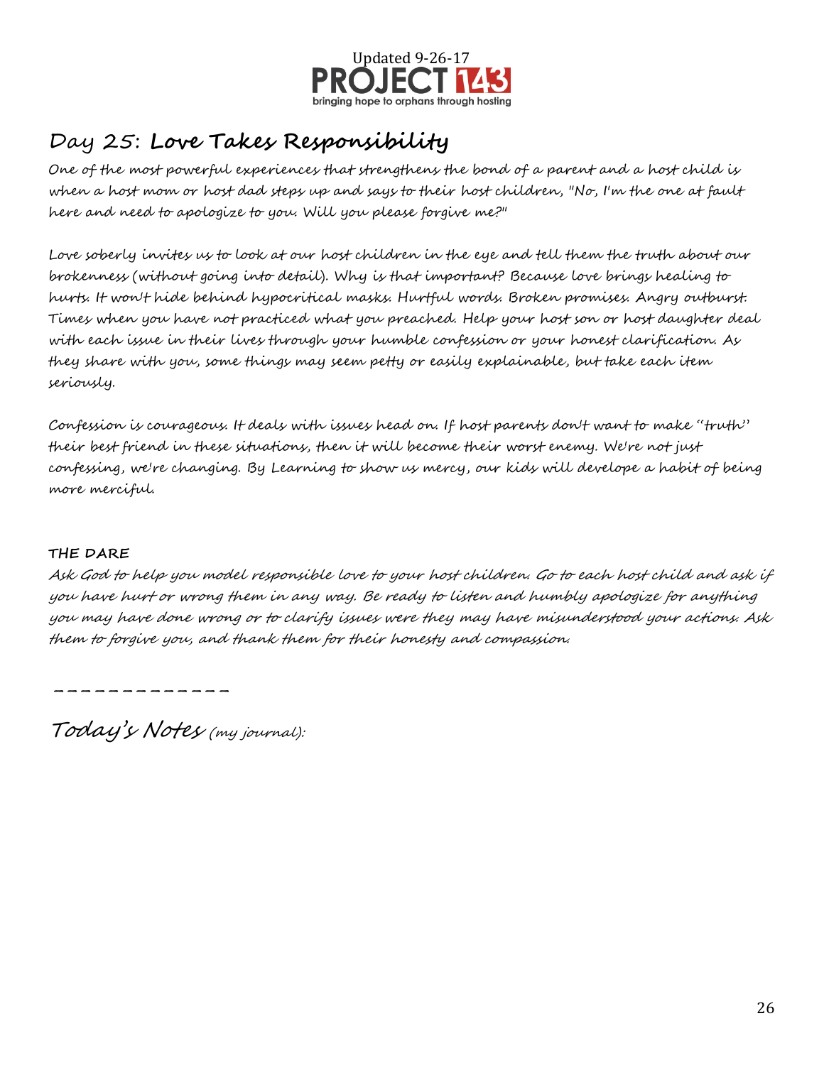Updated 9-26-17

PROJECT 143

bringing hope to orphans through hosting

## Day 25: **Love Takes Responsibility**

One of the most powerful experiences that strengthens the bond of a parent and a host child is when a host mom or host dad steps up and says to their host children, "No, I'm the one at fault here and need to apologize to you. Will you please forgive me?"

Love soberly invites us to look at our host children in the eye and tell them the truth about our brokenness (without going into detail). Why is that important? Because love brings healing to hurts. It won't hide behind hypocritical masks. Hurtful words. Broken promises. Angry outburst. Times when you have not practiced what you preached. Help your host son or host daughter deal with each issue in their lives through your humble confession or your honest clarification. As they share with you, some things may seem petty or easily explainable, but take each item seriously.

Confession is courageous. It deals with issues head on. If host parents don't want to make "truth" their best friend in these situations, then it will become their worst enemy. We're not just confessing, we're changing. By Learning to show us mercy, our kids will develope a habit of being more merciful.

**THE DARE**

*Ask God to help you model responsible love to your host children. Go to each host child and ask if you have hurt or wrong them in any way. Be ready to listen and humbly apologize for anything you may have done wrong or to clarify issues were they may have misunderstood your actions. Ask them to forgive you, and thank them for their honesty and compassion.*

_____________

*Today's Notes (my journal):*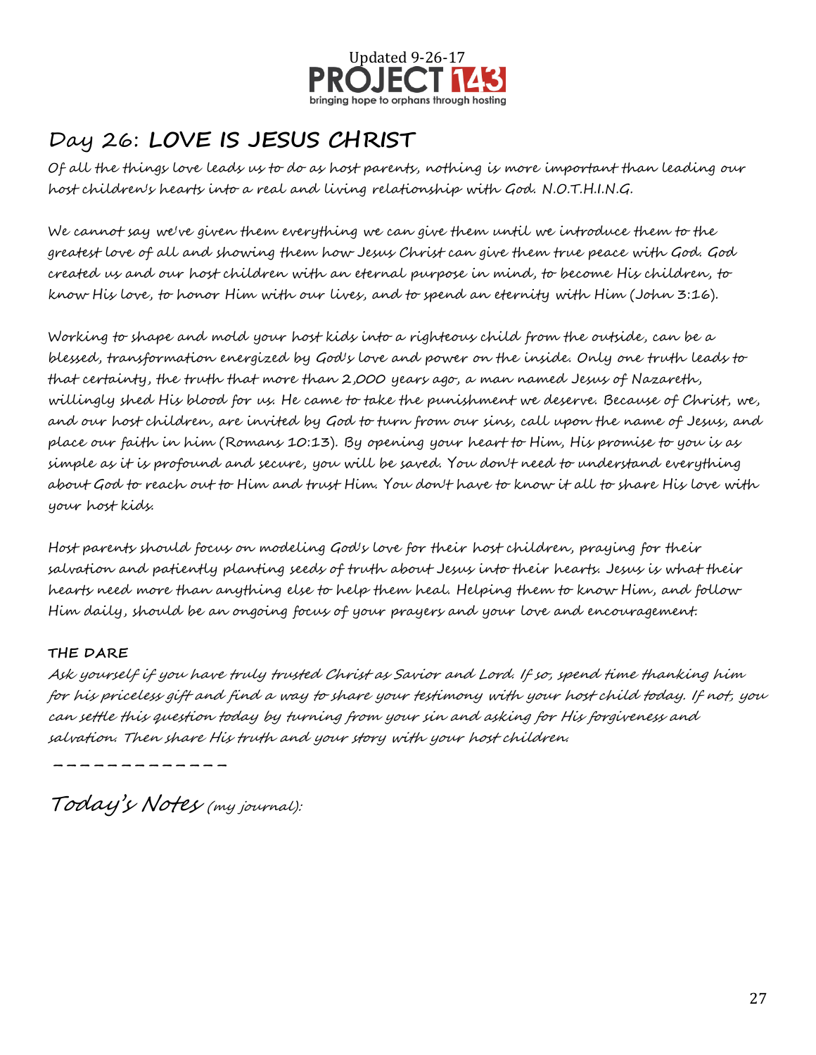Updated 9-26-17

# Day 26: **LOVE IS JESUS CHRIST**

*Of all the things love leads us to do as host parents, nothing is more important than leading our host children's hearts into a real and living relationship with God. N.O.T.H.I.N.G.*

*We cannot say we've given them everything we can give them until we introduce them to the greatest love of all and showing them how Jesus Christ can give them true peace with God. God created us and our host children with an eternal purpose in mind, to become His children, to know His love, to honor Him with our lives, and to spend an eternity with Him (John 3:16).*

*Working to shape and mold your host kids into a righteous child from the outside, can be a blessed, transformation energized by God's love and power on the inside. Only one truth leads to that certainty, the truth that more than 2,000 years ago, a man named Jesus of Nazareth, willingly shed His blood for us. He came to take the punishment we deserve. Because of Christ, we, and our host children, are invited by God to turn from our sins, call upon the name of Jesus, and place our faith in him (Romans 10:13). By opening your heart to Him, His promise to you is as simple as it is profound and secure, you will be saved. You don't need to understand everything about God to reach out to Him and trust Him. You don't have to know it all to share His love with your host kids.*

*Host parents should focus on modeling God's love for their host children, praying for their salvation and patiently planting seeds of truth about Jesus into their hearts. Jesus is what their hearts need more than anything else to help them heal. Helping them to know Him, and follow Him daily, should be an ongoing focus of your prayers and your love and encouragement.*

**THE DARE**

*Ask yourself if you have truly trusted Christ as Savior and Lord. If so, spend time thanking him for his priceless gift and find a way to share your testimony with your host child today. If not, you can settle this question today by turning from your sin and asking for His forgiveness and salvation. Then share His truth and your story with your host children.*

\_ \_ \_ \_ \_ \_ \_ \_ \_ \_ \_ \_ \_

*Today's Notes (my journal):*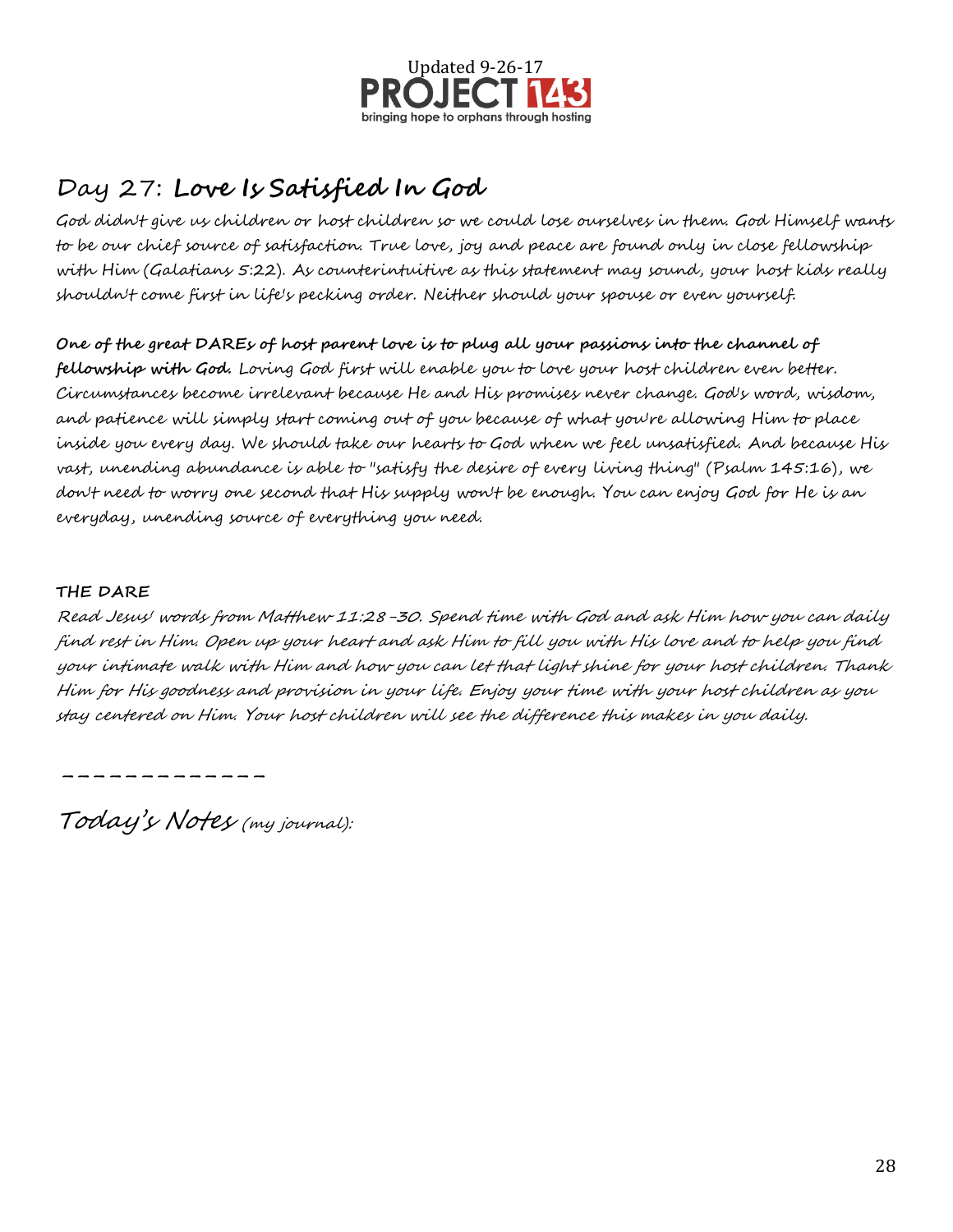## Day 27: **Love Is Satisfied In God**

God didn't give us children or host children so we could lose ourselves in them. God Himself wants to be our chief source of satisfaction. True love, joy and peace are found only in close fellowship with Him (Galatians 5:22). As counterintuitive as this statement may sound, your host kids really shouldn't come first in life's pecking order. Neither should your spouse or even yourself.

**One of the great DAREs of host parent love is to plug all your passions into the channel of fellowship with God.** Loving God first will enable you to love your host children even better. Circumstances become irrelevant because He and His promises never change. God's word, wisdom, and patience will simply start coming out of you because of what you're allowing Him to place inside you every day. We should take our hearts to God when we feel unsatisfied. And because His vast, unending abundance is able to "satisfy the desire of every living thing" (Psalm 145:16), we don't need to worry one second that His supply won't be enough. You can enjoy God for He is an everyday, unending source of everything you need.

**THE DARE**

*Read Jesus' words from Matthew 11:28-30. Spend time with God and ask Him how you can daily find rest in Him. Open up your heart and ask Him to fill you with His love and to help you find your intimate walk with Him and how you can let that light shine for your host children. Thank Him for His goodness and provision in your life. Enjoy your time with your host children as you stay centered on Him. Your host children will see the difference this makes in you daily.*

_ _ _ _ _ _ _ _ _ _ _ _ _

*Today's Notes (my journal):*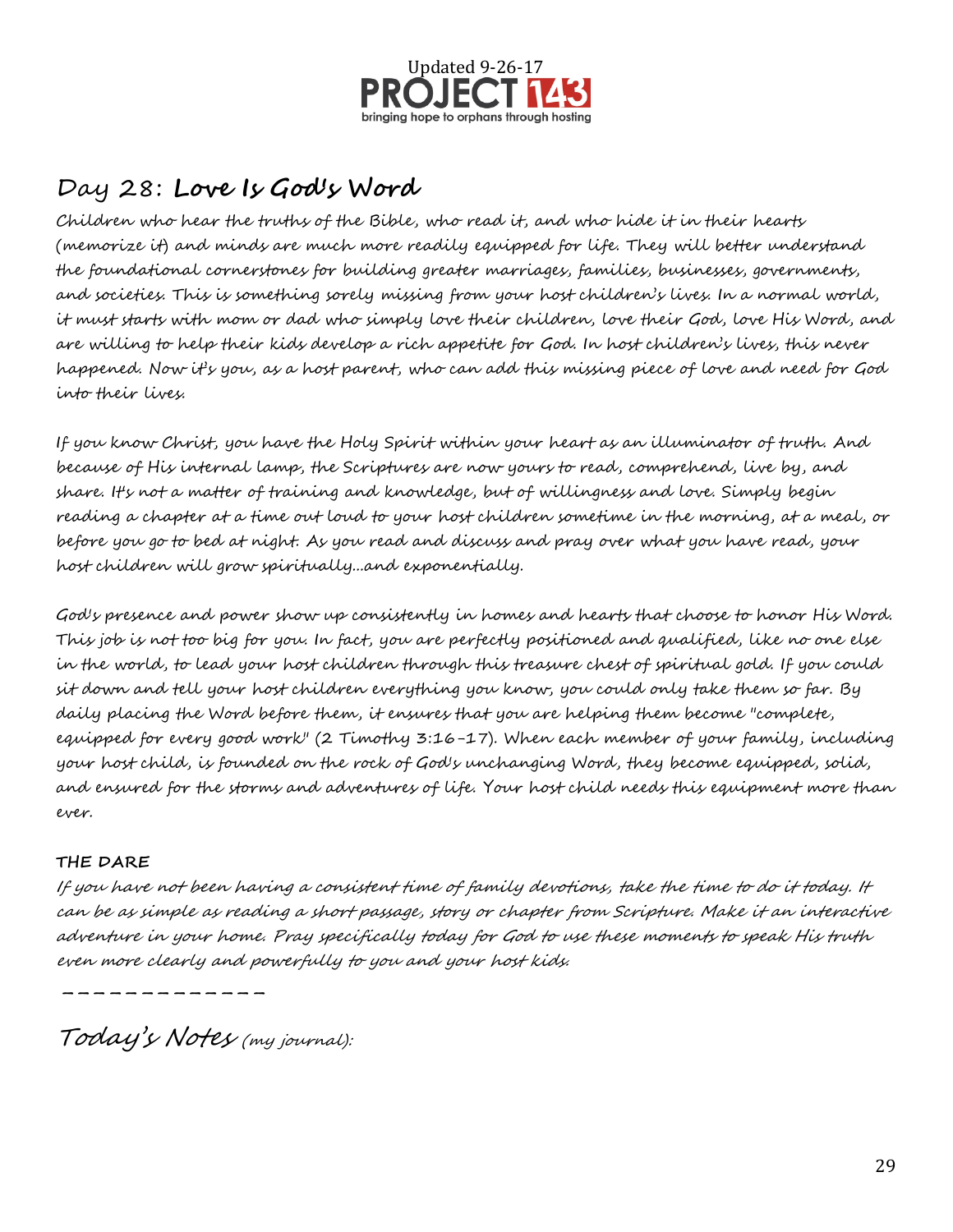Updated 9-26-17

PROJECT 143

bringing hope to orphans through hosting

## Day 28: **Love Is God's Word**

*Children who hear the truths of the Bible, who read it, and who hide it in their hearts (memorize it) and minds are much more readily equipped for life. They will better understand the foundational cornerstones for building greater marriages, families, businesses, governments, and societies. This is something sorely missing from your host children's lives. In a normal world, it must starts with mom or dad who simply love their children, love their God, love His Word, and are willing to help their kids develop a rich appetite for God. In host children's lives, this never happened. Now it's you, as a host parent, who can add this missing piece of love and need for God into their lives.*

*If you know Christ, you have the Holy Spirit within your heart as an illuminator of truth. And because of His internal lamp, the Scriptures are now yours to read, comprehend, live by, and share. It's not a matter of training and knowledge, but of willingness and love. Simply begin reading a chapter at a time out loud to your host children sometime in the morning, at a meal, or before you go to bed at night. As you read and discuss and pray over what you have read, your host children will grow spiritually…and exponentially.*

*God's presence and power show up consistently in homes and hearts that choose to honor His Word. This job is not too big for you. In fact, you are perfectly positioned and qualified, like no one else in the world, to lead your host children through this treasure chest of spiritual gold. If you could sit down and tell your host children everything you know, you could only take them so far. By daily placing the Word before them, it ensures that you are helping them become "complete, equipped for every good work" (2 Timothy 3:16-17). When each member of your family, including your host child, is founded on the rock of God's unchanging Word, they become equipped, solid, and ensured for the storms and adventures of life. Your host child needs this equipment more than ever.*

**THE DARE**

*If you have not been having a consistent time of family devotions, take the time to do it today. It can be as simple as reading a short passage, story or chapter from Scripture. Make it an interactive adventure in your home. Pray specifically today for God to use these moments to speak His truth even more clearly and powerfully to you and your host kids.*

\_ \_ \_ \_ \_ \_ \_ \_ \_ \_ \_ \_ \_

*Today's Notes (my journal):*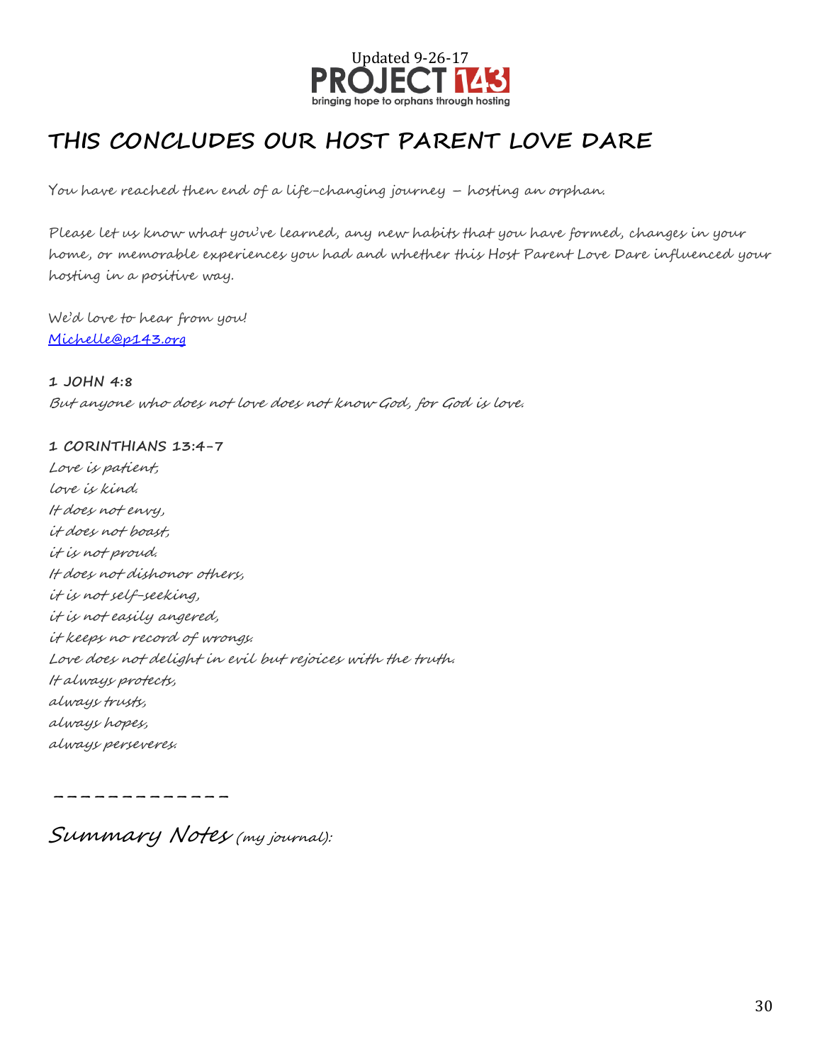Updated 9-26-17

PROJECT 143

bringing hope to orphans through hosting

# THIS CONCLUDES OUR HOST PARENT LOVE DARE

You have reached then end of a life-changing journey – hosting an orphan.

Please let us know what you've learned, any new habits that you have formed, changes in your home, or memorable experiences you had and whether this Host Parent Love Dare influenced your hosting in a positive way.

We'd love to hear from you!
Michelle@p143.org

**1 JOHN 4:8**
*But anyone who does not love does not know God, for God is love.*

**1 CORINTHIANS 13:4-7**
*Love is patient,*
*love is kind.*
*It does not envy,*
*it does not boast,*
*it is not proud.*
*It does not dishonor others,*
*it is not self-seeking,*
*it is not easily angered,*
*it keeps no record of wrongs.*
*Love does not delight in evil but rejoices with the truth.*
*It always protects,*
*always trusts,*
*always hopes,*
*always perseveres.*

_ _ _ _ _ _ _ _ _ _ _ _ _

*Summary Notes* *(my journal):*